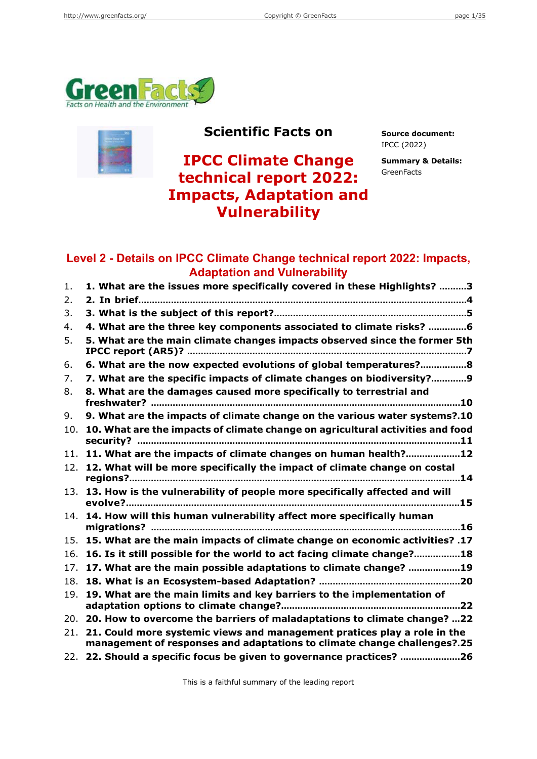GreenFacts
Facts on Health and the Environment

# Scientific Facts on

# IPCC Climate Change technical report 2022: Impacts, Adaptation and Vulnerability

**Source document:**
IPCC (2022)

**Summary & Details:**
GreenFacts

## Level 2 - Details on IPCC Climate Change technical report 2022: Impacts, Adaptation and Vulnerability

1. **1. What are the issues more specifically covered in these Highlights? ..........3**
2. **2. In brief........................................................................................................4**
3. **3. What is the subject of this report?.....................................................................5**
4. **4. What are the three key components associated to climate risks? .............6**
5. **5. What are the main climate changes impacts observed since the former 5th IPCC report (AR5)? ......................................................................................7**
6. **6. What are the now expected evolutions of global temperatures?................8**
7. **7. What are the specific impacts of climate changes on biodiversity?............9**
8. **8. What are the damages caused more specifically to terrestrial and freshwater? ................................................................................................10**
9. **9. What are the impacts of climate change on the various water systems?.10**
10. **10. What are the impacts of climate change on agricultural activities and food security? ....................................................................................................11**
11. **11. What are the impacts of climate changes on human health?...................12**
12. **12. What will be more specifically the impact of climate change on costal regions?.......................................................................................................14**
13. **13. How is the vulnerability of people more specifically affected and will evolve?.......................................................................................................15**
14. **14. How will this human vulnerability affect more specifically human migrations? ................................................................................................16**
15. **15. What are the main impacts of climate change on economic activities? .17**
16. **16. Is it still possible for the world to act facing climate change?................18**
17. **17. What are the main possible adaptations to climate change? ..................19**
18. **18. What is an Ecosystem-based Adaptation? ...................................................20**
19. **19. What are the main limits and key barriers to the implementation of adaptation options to climate change?................................................................22**
20. **20. How to overcome the barriers of maladaptations to climate change? ...22**
21. **21. Could more systemic views and management pratices play a role in the management of responses and adaptations to climate change challenges?.25**
22. **22. Should a specific focus be given to governance practices? .....................26**

This is a faithful summary of the leading report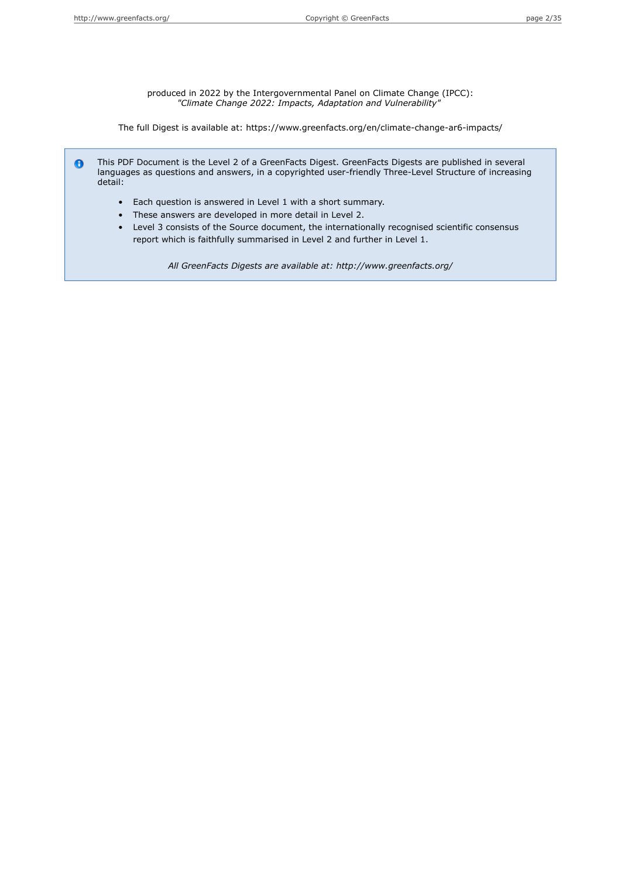produced in 2022 by the Intergovernmental Panel on Climate Change (IPCC):
*"Climate Change 2022: Impacts, Adaptation and Vulnerability"*

The full Digest is available at: https://www.greenfacts.org/en/climate-change-ar6-impacts/

This PDF Document is the Level 2 of a GreenFacts Digest. GreenFacts Digests are published in several languages as questions and answers, in a copyrighted user-friendly Three-Level Structure of increasing detail:

- Each question is answered in Level 1 with a short summary.
- These answers are developed in more detail in Level 2.
- Level 3 consists of the Source document, the internationally recognised scientific consensus report which is faithfully summarised in Level 2 and further in Level 1.

*All GreenFacts Digests are available at: http://www.greenfacts.org/*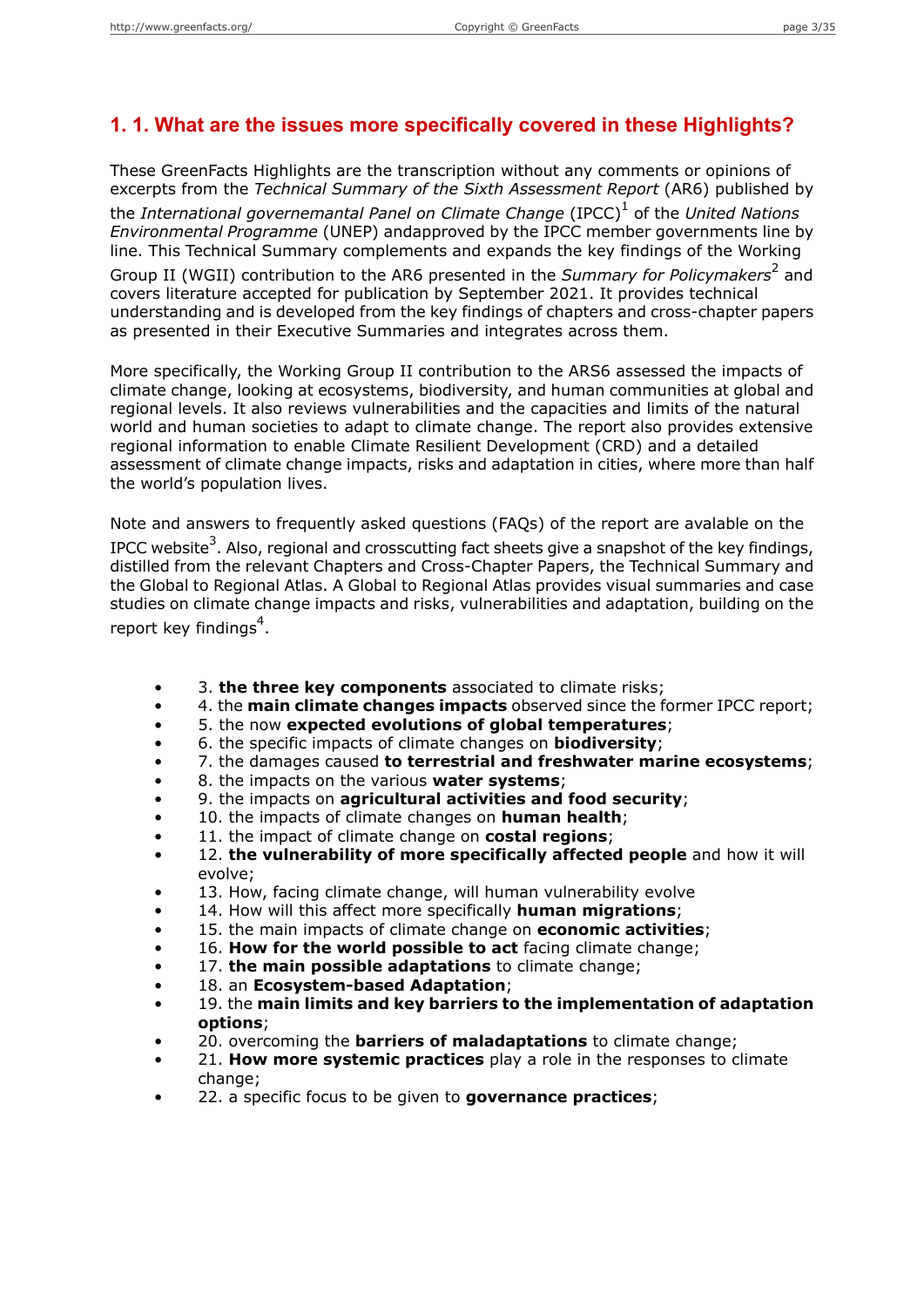## 1. 1. What are the issues more specifically covered in these Highlights?

These GreenFacts Highlights are the transcription without any comments or opinions of excerpts from the *Technical Summary of the Sixth Assessment Report* (AR6) published by the *International governemantal Panel on Climate Change* (IPCC)[1] of the *United Nations Environmental Programme* (UNEP) andapproved by the IPCC member governments line by line. This Technical Summary complements and expands the key findings of the Working Group II (WGII) contribution to the AR6 presented in the *Summary for Policymakers*[2] and covers literature accepted for publication by September 2021. It provides technical understanding and is developed from the key findings of chapters and cross-chapter papers as presented in their Executive Summaries and integrates across them.

More specifically, the Working Group II contribution to the ARS6 assessed the impacts of climate change, looking at ecosystems, biodiversity, and human communities at global and regional levels. It also reviews vulnerabilities and the capacities and limits of the natural world and human societies to adapt to climate change. The report also provides extensive regional information to enable Climate Resilient Development (CRD) and a detailed assessment of climate change impacts, risks and adaptation in cities, where more than half the world's population lives.

Note and answers to frequently asked questions (FAQs) of the report are avalable on the IPCC website[3]. Also, regional and crosscutting fact sheets give a snapshot of the key findings, distilled from the relevant Chapters and Cross-Chapter Papers, the Technical Summary and the Global to Regional Atlas. A Global to Regional Atlas provides visual summaries and case studies on climate change impacts and risks, vulnerabilities and adaptation, building on the report key findings[4].

- 3. **the three key components** associated to climate risks;
- 4. the **main climate changes impacts** observed since the former IPCC report;
- 5. the now **expected evolutions of global temperatures**;
- 6. the specific impacts of climate changes on **biodiversity**;
- 7. the damages caused **to terrestrial and freshwater marine ecosystems**;
- 8. the impacts on the various **water systems**;
- 9. the impacts on **agricultural activities and food security**;
- 10. the impacts of climate changes on **human health**;
- 11. the impact of climate change on **costal regions**;
- 12. **the vulnerability of more specifically affected people** and how it will evolve;
- 13. How, facing climate change, will human vulnerability evolve
- 14. How will this affect more specifically **human migrations**;
- 15. the main impacts of climate change on **economic activities**;
- 16. **How for the world possible to act** facing climate change;
- 17. **the main possible adaptations** to climate change;
- 18. an **Ecosystem-based Adaptation**;
- 19. the **main limits and key barriers to the implementation of adaptation options**;
- 20. overcoming the **barriers of maladaptations** to climate change;
- 21. **How more systemic practices** play a role in the responses to climate change;
- 22. a specific focus to be given to **governance practices**;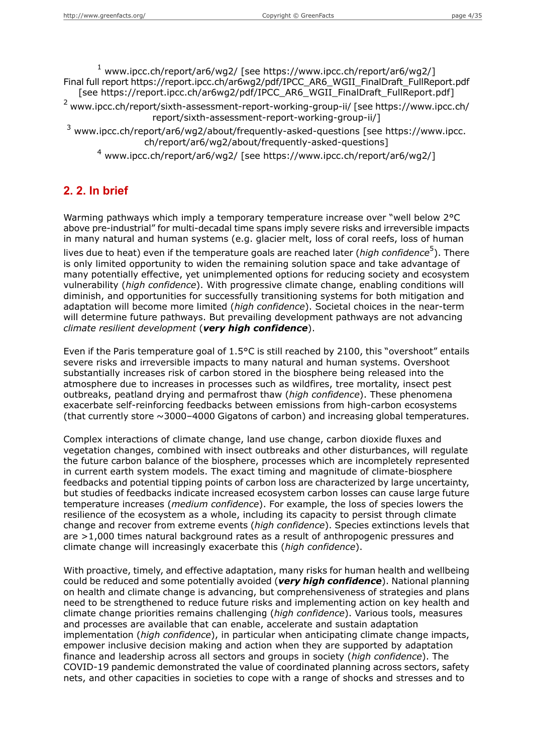[1] www.ipcc.ch/report/ar6/wg2/ [see https://www.ipcc.ch/report/ar6/wg2/]
Final full report https://report.ipcc.ch/ar6wg2/pdf/IPCC_AR6_WGII_FinalDraft_FullReport.pdf [see https://report.ipcc.ch/ar6wg2/pdf/IPCC_AR6_WGII_FinalDraft_FullReport.pdf]

[2] www.ipcc.ch/report/sixth-assessment-report-working-group-ii/ [see https://www.ipcc.ch/report/sixth-assessment-report-working-group-ii/]

[3] www.ipcc.ch/report/ar6/wg2/about/frequently-asked-questions [see https://www.ipcc.ch/report/ar6/wg2/about/frequently-asked-questions]

[4] www.ipcc.ch/report/ar6/wg2/ [see https://www.ipcc.ch/report/ar6/wg2/]

## 2. 2. In brief

Warming pathways which imply a temporary temperature increase over "well below 2°C above pre-industrial" for multi-decadal time spans imply severe risks and irreversible impacts in many natural and human systems (e.g. glacier melt, loss of coral reefs, loss of human lives due to heat) even if the temperature goals are reached later (*high confidence*[5]). There is only limited opportunity to widen the remaining solution space and take advantage of many potentially effective, yet unimplemented options for reducing society and ecosystem vulnerability (*high confidence*). With progressive climate change, enabling conditions will diminish, and opportunities for successfully transitioning systems for both mitigation and adaptation will become more limited (*high confidence*). Societal choices in the near-term will determine future pathways. But prevailing development pathways are not advancing *climate resilient development* (***very high confidence***).

Even if the Paris temperature goal of 1.5°C is still reached by 2100, this "overshoot" entails severe risks and irreversible impacts to many natural and human systems. Overshoot substantially increases risk of carbon stored in the biosphere being released into the atmosphere due to increases in processes such as wildfires, tree mortality, insect pest outbreaks, peatland drying and permafrost thaw (*high confidence*). These phenomena exacerbate self-reinforcing feedbacks between emissions from high-carbon ecosystems (that currently store ~3000–4000 Gigatons of carbon) and increasing global temperatures.

Complex interactions of climate change, land use change, carbon dioxide fluxes and vegetation changes, combined with insect outbreaks and other disturbances, will regulate the future carbon balance of the biosphere, processes which are incompletely represented in current earth system models. The exact timing and magnitude of climate-biosphere feedbacks and potential tipping points of carbon loss are characterized by large uncertainty, but studies of feedbacks indicate increased ecosystem carbon losses can cause large future temperature increases (*medium confidence*). For example, the loss of species lowers the resilience of the ecosystem as a whole, including its capacity to persist through climate change and recover from extreme events (*high confidence*). Species extinctions levels that are >1,000 times natural background rates as a result of anthropogenic pressures and climate change will increasingly exacerbate this (*high confidence*).

With proactive, timely, and effective adaptation, many risks for human health and wellbeing could be reduced and some potentially avoided (***very high confidence***). National planning on health and climate change is advancing, but comprehensiveness of strategies and plans need to be strengthened to reduce future risks and implementing action on key health and climate change priorities remains challenging (*high confidence*). Various tools, measures and processes are available that can enable, accelerate and sustain adaptation implementation (*high confidence*), in particular when anticipating climate change impacts, empower inclusive decision making and action when they are supported by adaptation finance and leadership across all sectors and groups in society (*high confidence*). The COVID-19 pandemic demonstrated the value of coordinated planning across sectors, safety nets, and other capacities in societies to cope with a range of shocks and stresses and to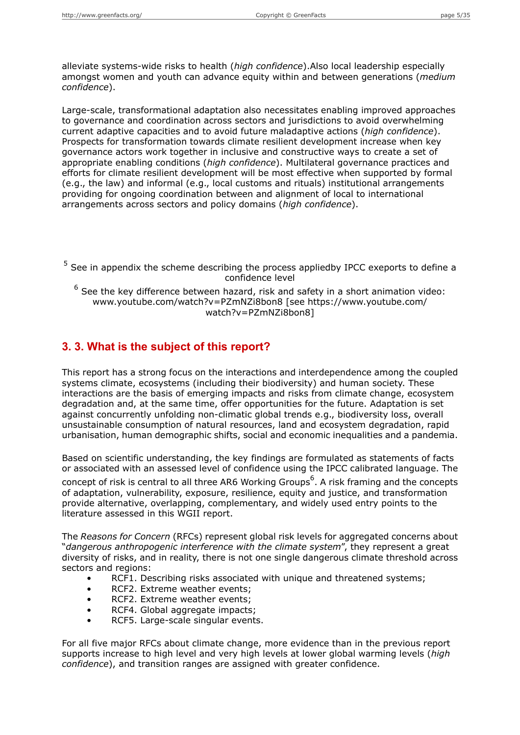alleviate systems-wide risks to health (*high confidence*).Also local leadership especially amongst women and youth can advance equity within and between generations (*medium confidence*).

Large-scale, transformational adaptation also necessitates enabling improved approaches to governance and coordination across sectors and jurisdictions to avoid overwhelming current adaptive capacities and to avoid future maladaptive actions (*high confidence*). Prospects for transformation towards climate resilient development increase when key governance actors work together in inclusive and constructive ways to create a set of appropriate enabling conditions (*high confidence*). Multilateral governance practices and efforts for climate resilient development will be most effective when supported by formal (e.g., the law) and informal (e.g., local customs and rituals) institutional arrangements providing for ongoing coordination between and alignment of local to international arrangements across sectors and policy domains (*high confidence*).

[5] See in appendix the scheme describing the process appliedby IPCC exeports to define a confidence level

[6] See the key difference between hazard, risk and safety in a short animation video: www.youtube.com/watch?v=PZmNZi8bon8 [see https://www.youtube.com/watch?v=PZmNZi8bon8]

## 3. 3. What is the subject of this report?

This report has a strong focus on the interactions and interdependence among the coupled systems climate, ecosystems (including their biodiversity) and human society. These interactions are the basis of emerging impacts and risks from climate change, ecosystem degradation and, at the same time, offer opportunities for the future. Adaptation is set against concurrently unfolding non-climatic global trends e.g., biodiversity loss, overall unsustainable consumption of natural resources, land and ecosystem degradation, rapid urbanisation, human demographic shifts, social and economic inequalities and a pandemia.

Based on scientific understanding, the key findings are formulated as statements of facts or associated with an assessed level of confidence using the IPCC calibrated language. The concept of risk is central to all three AR6 Working Groups[6]. A risk framing and the concepts of adaptation, vulnerability, exposure, resilience, equity and justice, and transformation provide alternative, overlapping, complementary, and widely used entry points to the literature assessed in this WGII report.

The *Reasons for Concern* (RFCs) represent global risk levels for aggregated concerns about "*dangerous anthropogenic interference with the climate system*", they represent a great diversity of risks, and in reality, there is not one single dangerous climate threshold across sectors and regions:

- RCF1. Describing risks associated with unique and threatened systems;
- RCF2. Extreme weather events;
- RCF2. Extreme weather events;
- RCF4. Global aggregate impacts;
- RCF5. Large-scale singular events.

For all five major RFCs about climate change, more evidence than in the previous report supports increase to high level and very high levels at lower global warming levels (*high confidence*), and transition ranges are assigned with greater confidence.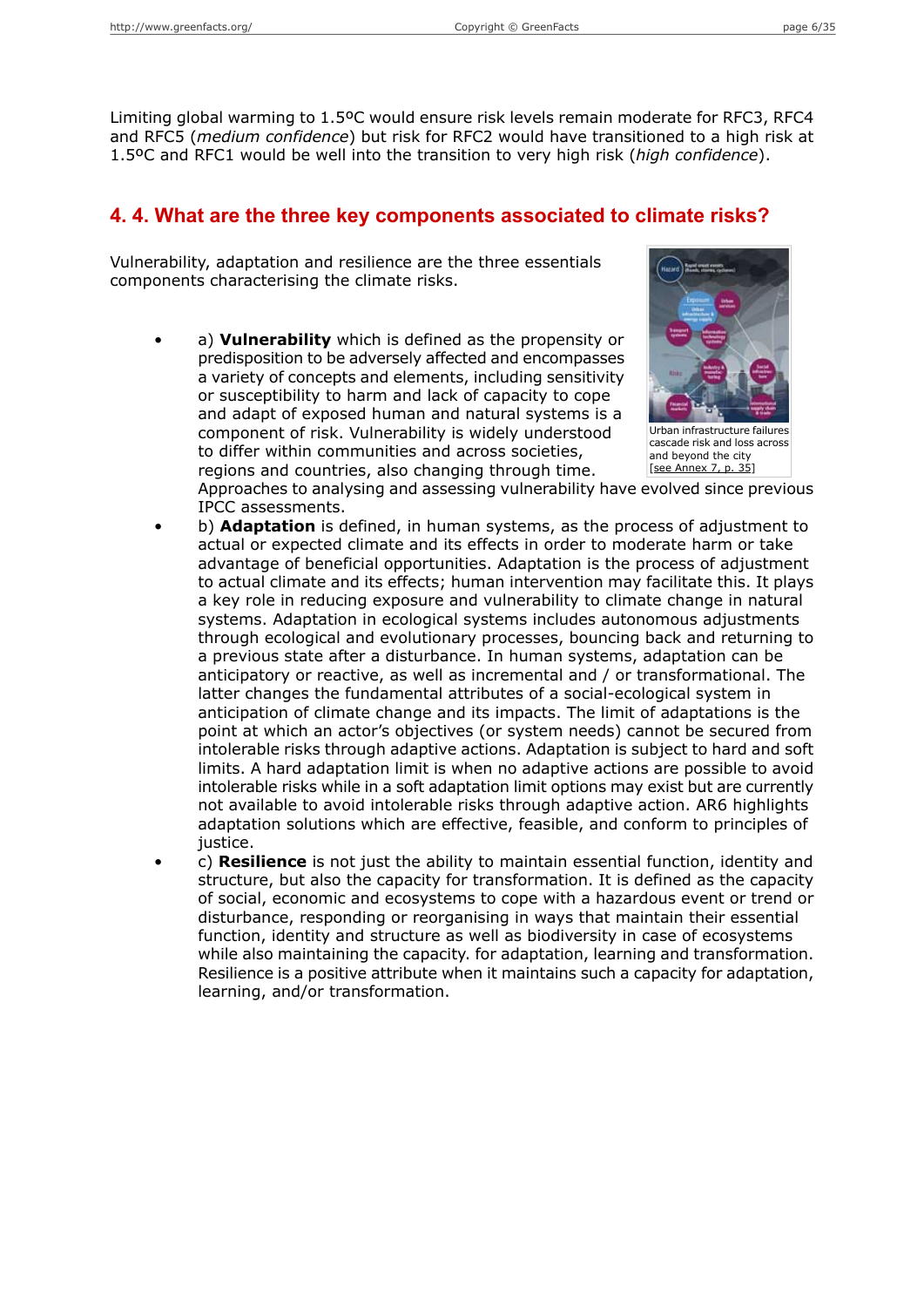Limiting global warming to 1.5ºC would ensure risk levels remain moderate for RFC3, RFC4 and RFC5 (*medium confidence*) but risk for RFC2 would have transitioned to a high risk at 1.5ºC and RFC1 would be well into the transition to very high risk (*high confidence*).

## 4. 4. What are the three key components associated to climate risks?

Vulnerability, adaptation and resilience are the three essentials components characterising the climate risks.

Urban infrastructure failures cascade risk and loss across and beyond the city [see Annex 7, p. 35]

- a) **Vulnerability** which is defined as the propensity or predisposition to be adversely affected and encompasses a variety of concepts and elements, including sensitivity or susceptibility to harm and lack of capacity to cope and adapt of exposed human and natural systems is a component of risk. Vulnerability is widely understood to differ within communities and across societies, regions and countries, also changing through time. Approaches to analysing and assessing vulnerability have evolved since previous IPCC assessments.
- b) **Adaptation** is defined, in human systems, as the process of adjustment to actual or expected climate and its effects in order to moderate harm or take advantage of beneficial opportunities. Adaptation is the process of adjustment to actual climate and its effects; human intervention may facilitate this. It plays a key role in reducing exposure and vulnerability to climate change in natural systems. Adaptation in ecological systems includes autonomous adjustments through ecological and evolutionary processes, bouncing back and returning to a previous state after a disturbance. In human systems, adaptation can be anticipatory or reactive, as well as incremental and / or transformational. The latter changes the fundamental attributes of a social-ecological system in anticipation of climate change and its impacts. The limit of adaptations is the point at which an actor's objectives (or system needs) cannot be secured from intolerable risks through adaptive actions. Adaptation is subject to hard and soft limits. A hard adaptation limit is when no adaptive actions are possible to avoid intolerable risks while in a soft adaptation limit options may exist but are currently not available to avoid intolerable risks through adaptive action. AR6 highlights adaptation solutions which are effective, feasible, and conform to principles of justice.
- c) **Resilience** is not just the ability to maintain essential function, identity and structure, but also the capacity for transformation. It is defined as the capacity of social, economic and ecosystems to cope with a hazardous event or trend or disturbance, responding or reorganising in ways that maintain their essential function, identity and structure as well as biodiversity in case of ecosystems while also maintaining the capacity. for adaptation, learning and transformation. Resilience is a positive attribute when it maintains such a capacity for adaptation, learning, and/or transformation.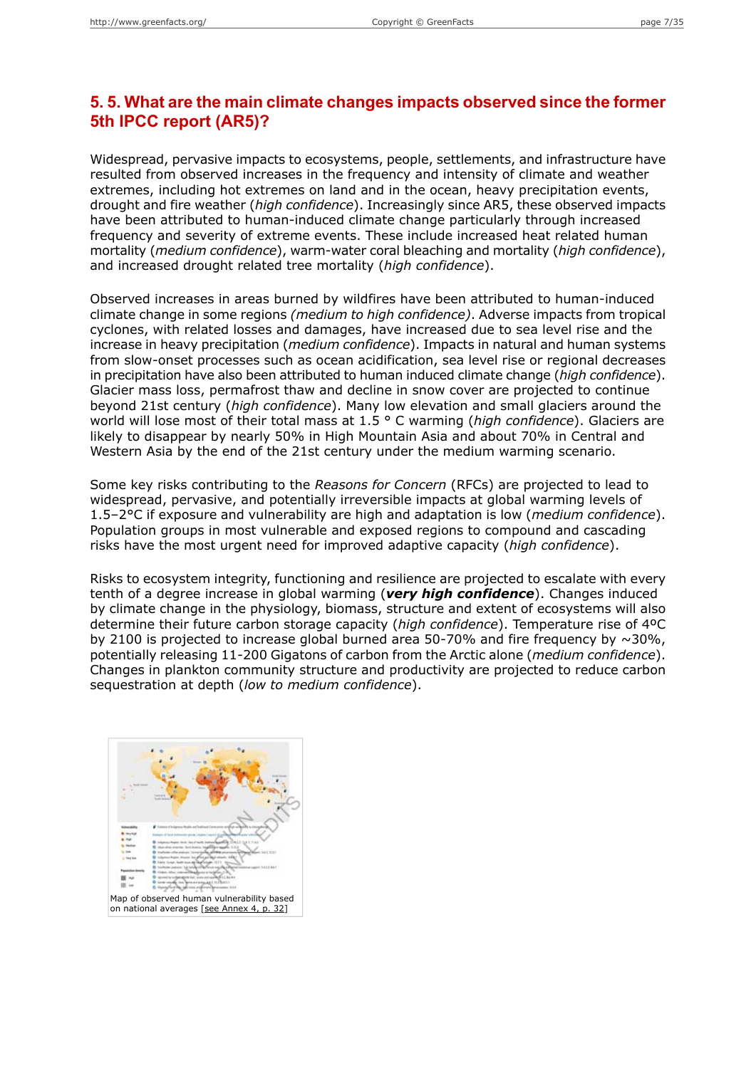## 5. 5. What are the main climate changes impacts observed since the former 5th IPCC report (AR5)?

Widespread, pervasive impacts to ecosystems, people, settlements, and infrastructure have resulted from observed increases in the frequency and intensity of climate and weather extremes, including hot extremes on land and in the ocean, heavy precipitation events, drought and fire weather (*high confidence*). Increasingly since AR5, these observed impacts have been attributed to human-induced climate change particularly through increased frequency and severity of extreme events. These include increased heat related human mortality (*medium confidence*), warm-water coral bleaching and mortality (*high confidence*), and increased drought related tree mortality (*high confidence*).

Observed increases in areas burned by wildfires have been attributed to human-induced climate change in some regions *(medium to high confidence)*. Adverse impacts from tropical cyclones, with related losses and damages, have increased due to sea level rise and the increase in heavy precipitation (*medium confidence*). Impacts in natural and human systems from slow-onset processes such as ocean acidification, sea level rise or regional decreases in precipitation have also been attributed to human induced climate change (*high confidence*). Glacier mass loss, permafrost thaw and decline in snow cover are projected to continue beyond 21st century (*high confidence*). Many low elevation and small glaciers around the world will lose most of their total mass at 1.5 ° C warming (*high confidence*). Glaciers are likely to disappear by nearly 50% in High Mountain Asia and about 70% in Central and Western Asia by the end of the 21st century under the medium warming scenario.

Some key risks contributing to the *Reasons for Concern* (RFCs) are projected to lead to widespread, pervasive, and potentially irreversible impacts at global warming levels of 1.5–2°C if exposure and vulnerability are high and adaptation is low (*medium confidence*). Population groups in most vulnerable and exposed regions to compound and cascading risks have the most urgent need for improved adaptive capacity (*high confidence*).

Risks to ecosystem integrity, functioning and resilience are projected to escalate with every tenth of a degree increase in global warming (***very high confidence***). Changes induced by climate change in the physiology, biomass, structure and extent of ecosystems will also determine their future carbon storage capacity (*high confidence*). Temperature rise of 4ºC by 2100 is projected to increase global burned area 50-70% and fire frequency by ~30%, potentially releasing 11-200 Gigatons of carbon from the Arctic alone (*medium confidence*). Changes in plankton community structure and productivity are projected to reduce carbon sequestration at depth (*low to medium confidence*).

Map of observed human vulnerability based on national averages [see Annex 4, p. 32]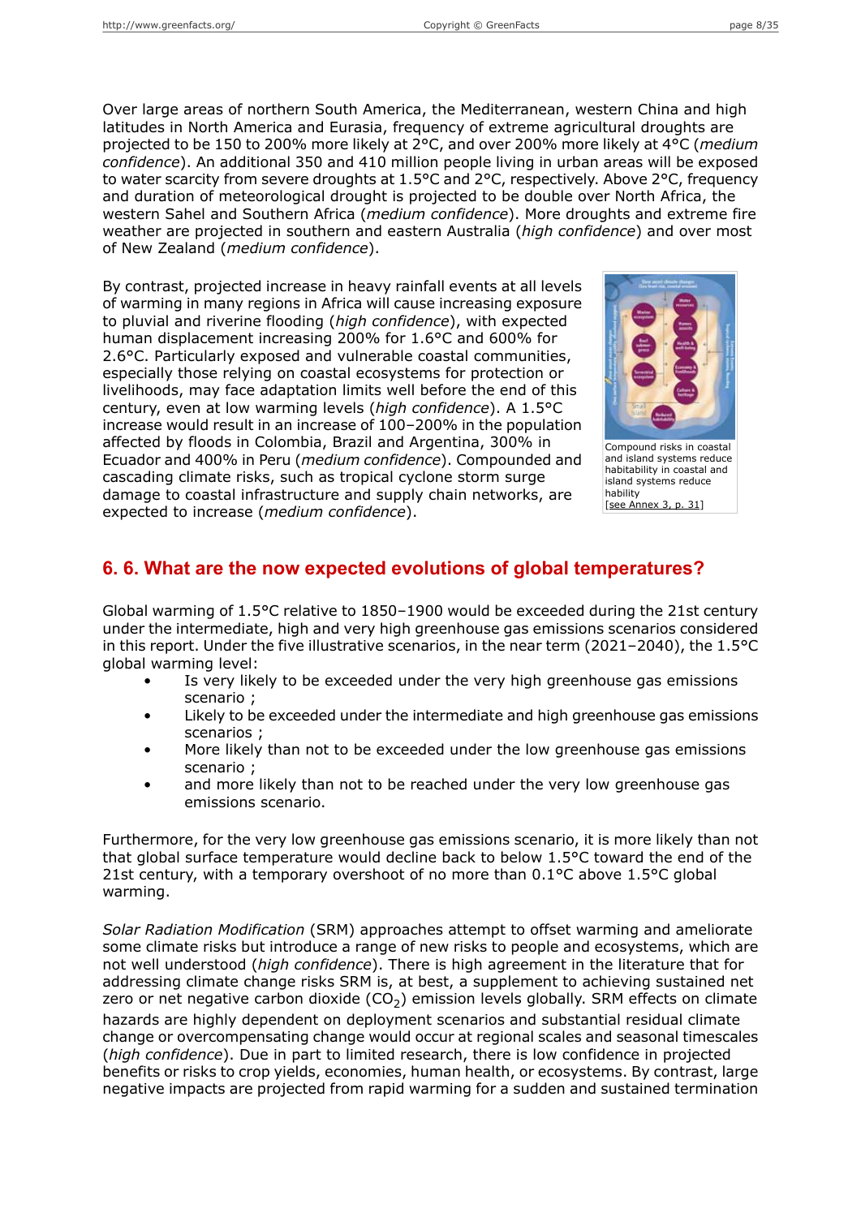Over large areas of northern South America, the Mediterranean, western China and high latitudes in North America and Eurasia, frequency of extreme agricultural droughts are projected to be 150 to 200% more likely at 2°C, and over 200% more likely at 4°C (*medium confidence*). An additional 350 and 410 million people living in urban areas will be exposed to water scarcity from severe droughts at 1.5°C and 2°C, respectively. Above 2°C, frequency and duration of meteorological drought is projected to be double over North Africa, the western Sahel and Southern Africa (*medium confidence*). More droughts and extreme fire weather are projected in southern and eastern Australia (*high confidence*) and over most of New Zealand (*medium confidence*).

By contrast, projected increase in heavy rainfall events at all levels of warming in many regions in Africa will cause increasing exposure to pluvial and riverine flooding (*high confidence*), with expected human displacement increasing 200% for 1.6°C and 600% for 2.6°C. Particularly exposed and vulnerable coastal communities, especially those relying on coastal ecosystems for protection or livelihoods, may face adaptation limits well before the end of this century, even at low warming levels (*high confidence*). A 1.5°C increase would result in an increase of 100–200% in the population affected by floods in Colombia, Brazil and Argentina, 300% in Ecuador and 400% in Peru (*medium confidence*). Compounded and cascading climate risks, such as tropical cyclone storm surge damage to coastal infrastructure and supply chain networks, are expected to increase (*medium confidence*).

Compound risks in coastal and island systems reduce habitability in coastal and island systems reduce hability
[see Annex 3, p. 31]

## 6. 6. What are the now expected evolutions of global temperatures?

Global warming of 1.5°C relative to 1850–1900 would be exceeded during the 21st century under the intermediate, high and very high greenhouse gas emissions scenarios considered in this report. Under the five illustrative scenarios, in the near term (2021–2040), the 1.5°C global warming level:

- Is very likely to be exceeded under the very high greenhouse gas emissions scenario ;
- Likely to be exceeded under the intermediate and high greenhouse gas emissions scenarios ;
- More likely than not to be exceeded under the low greenhouse gas emissions scenario ;
- and more likely than not to be reached under the very low greenhouse gas emissions scenario.

Furthermore, for the very low greenhouse gas emissions scenario, it is more likely than not that global surface temperature would decline back to below 1.5°C toward the end of the 21st century, with a temporary overshoot of no more than 0.1°C above 1.5°C global warming.

*Solar Radiation Modification* (SRM) approaches attempt to offset warming and ameliorate some climate risks but introduce a range of new risks to people and ecosystems, which are not well understood (*high confidence*). There is high agreement in the literature that for addressing climate change risks SRM is, at best, a supplement to achieving sustained net zero or net negative carbon dioxide ($CO_2$) emission levels globally. SRM effects on climate hazards are highly dependent on deployment scenarios and substantial residual climate change or overcompensating change would occur at regional scales and seasonal timescales (*high confidence*). Due in part to limited research, there is low confidence in projected benefits or risks to crop yields, economies, human health, or ecosystems. By contrast, large negative impacts are projected from rapid warming for a sudden and sustained termination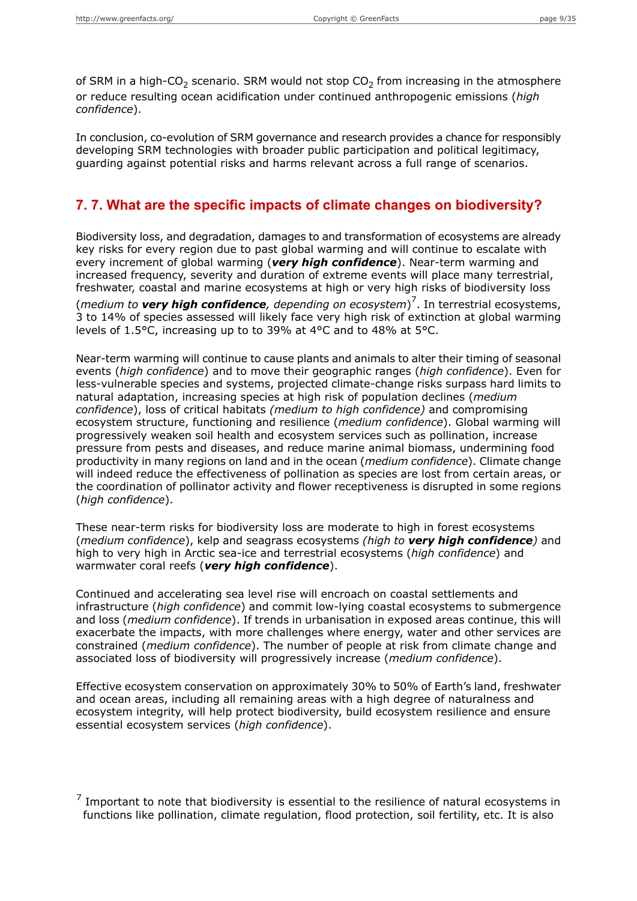of SRM in a high-$CO_2$ scenario. SRM would not stop $CO_2$ from increasing in the atmosphere or reduce resulting ocean acidification under continued anthropogenic emissions (*high confidence*).

In conclusion, co-evolution of SRM governance and research provides a chance for responsibly developing SRM technologies with broader public participation and political legitimacy, guarding against potential risks and harms relevant across a full range of scenarios.

## 7. 7. What are the specific impacts of climate changes on biodiversity?

Biodiversity loss, and degradation, damages to and transformation of ecosystems are already key risks for every region due to past global warming and will continue to escalate with every increment of global warming (***very high confidence***). Near-term warming and increased frequency, severity and duration of extreme events will place many terrestrial, freshwater, coastal and marine ecosystems at high or very high risks of biodiversity loss (*medium to* ***very high confidence****, depending on ecosystem*)[7]. In terrestrial ecosystems, 3 to 14% of species assessed will likely face very high risk of extinction at global warming levels of 1.5°C, increasing up to to 39% at 4°C and to 48% at 5°C.

Near-term warming will continue to cause plants and animals to alter their timing of seasonal events (*high confidence*) and to move their geographic ranges (*high confidence*). Even for less-vulnerable species and systems, projected climate-change risks surpass hard limits to natural adaptation, increasing species at high risk of population declines (*medium confidence*), loss of critical habitats *(medium to high confidence)* and compromising ecosystem structure, functioning and resilience (*medium confidence*). Global warming will progressively weaken soil health and ecosystem services such as pollination, increase pressure from pests and diseases, and reduce marine animal biomass, undermining food productivity in many regions on land and in the ocean (*medium confidence*). Climate change will indeed reduce the effectiveness of pollination as species are lost from certain areas, or the coordination of pollinator activity and flower receptiveness is disrupted in some regions (*high confidence*).

These near-term risks for biodiversity loss are moderate to high in forest ecosystems (*medium confidence*), kelp and seagrass ecosystems *(high to* ***very high confidence****)* and high to very high in Arctic sea-ice and terrestrial ecosystems (*high confidence*) and warmwater coral reefs (***very high confidence***).

Continued and accelerating sea level rise will encroach on coastal settlements and infrastructure (*high confidence*) and commit low-lying coastal ecosystems to submergence and loss (*medium confidence*). If trends in urbanisation in exposed areas continue, this will exacerbate the impacts, with more challenges where energy, water and other services are constrained (*medium confidence*). The number of people at risk from climate change and associated loss of biodiversity will progressively increase (*medium confidence*).

Effective ecosystem conservation on approximately 30% to 50% of Earth's land, freshwater and ocean areas, including all remaining areas with a high degree of naturalness and ecosystem integrity, will help protect biodiversity, build ecosystem resilience and ensure essential ecosystem services (*high confidence*).

[7] Important to note that biodiversity is essential to the resilience of natural ecosystems in functions like pollination, climate regulation, flood protection, soil fertility, etc. It is also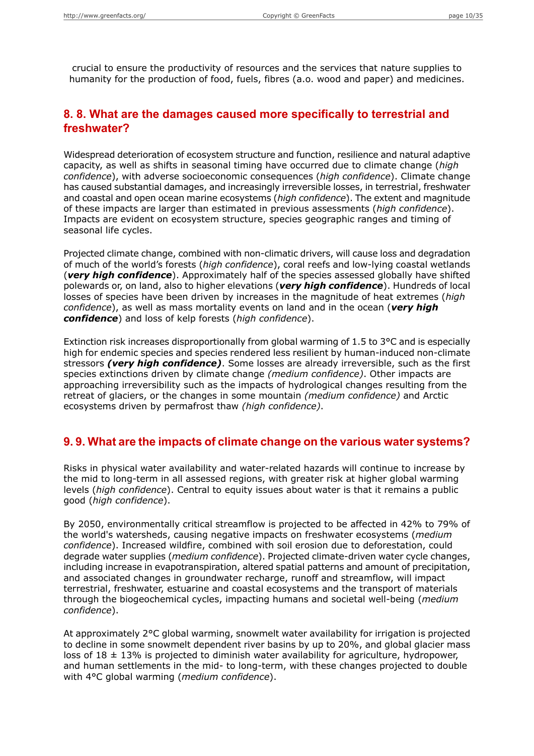crucial to ensure the productivity of resources and the services that nature supplies to humanity for the production of food, fuels, fibres (a.o. wood and paper) and medicines.

## 8. 8. What are the damages caused more specifically to terrestrial and freshwater?

Widespread deterioration of ecosystem structure and function, resilience and natural adaptive capacity, as well as shifts in seasonal timing have occurred due to climate change (*high confidence*), with adverse socioeconomic consequences (*high confidence*). Climate change has caused substantial damages, and increasingly irreversible losses, in terrestrial, freshwater and coastal and open ocean marine ecosystems (*high confidence*). The extent and magnitude of these impacts are larger than estimated in previous assessments (*high confidence*). Impacts are evident on ecosystem structure, species geographic ranges and timing of seasonal life cycles.

Projected climate change, combined with non-climatic drivers, will cause loss and degradation of much of the world's forests (*high confidence*), coral reefs and low-lying coastal wetlands (***very high confidence***). Approximately half of the species assessed globally have shifted polewards or, on land, also to higher elevations (***very high confidence***). Hundreds of local losses of species have been driven by increases in the magnitude of heat extremes (*high confidence*), as well as mass mortality events on land and in the ocean (***very high confidence***) and loss of kelp forests (*high confidence*).

Extinction risk increases disproportionally from global warming of 1.5 to 3°C and is especially high for endemic species and species rendered less resilient by human-induced non-climate stressors ***(very high confidence)***. Some losses are already irreversible, such as the first species extinctions driven by climate change *(medium confidence)*. Other impacts are approaching irreversibility such as the impacts of hydrological changes resulting from the retreat of glaciers, or the changes in some mountain *(medium confidence)* and Arctic ecosystems driven by permafrost thaw *(high confidence)*.

## 9. 9. What are the impacts of climate change on the various water systems?

Risks in physical water availability and water-related hazards will continue to increase by the mid to long-term in all assessed regions, with greater risk at higher global warming levels (*high confidence*). Central to equity issues about water is that it remains a public good (*high confidence*).

By 2050, environmentally critical streamflow is projected to be affected in 42% to 79% of the world's watersheds, causing negative impacts on freshwater ecosystems (*medium confidence*). Increased wildfire, combined with soil erosion due to deforestation, could degrade water supplies (*medium confidence*). Projected climate-driven water cycle changes, including increase in evapotranspiration, altered spatial patterns and amount of precipitation, and associated changes in groundwater recharge, runoff and streamflow, will impact terrestrial, freshwater, estuarine and coastal ecosystems and the transport of materials through the biogeochemical cycles, impacting humans and societal well-being (*medium confidence*).

At approximately 2°C global warming, snowmelt water availability for irrigation is projected to decline in some snowmelt dependent river basins by up to 20%, and global glacier mass loss of 18 ± 13% is projected to diminish water availability for agriculture, hydropower, and human settlements in the mid- to long-term, with these changes projected to double with 4°C global warming (*medium confidence*).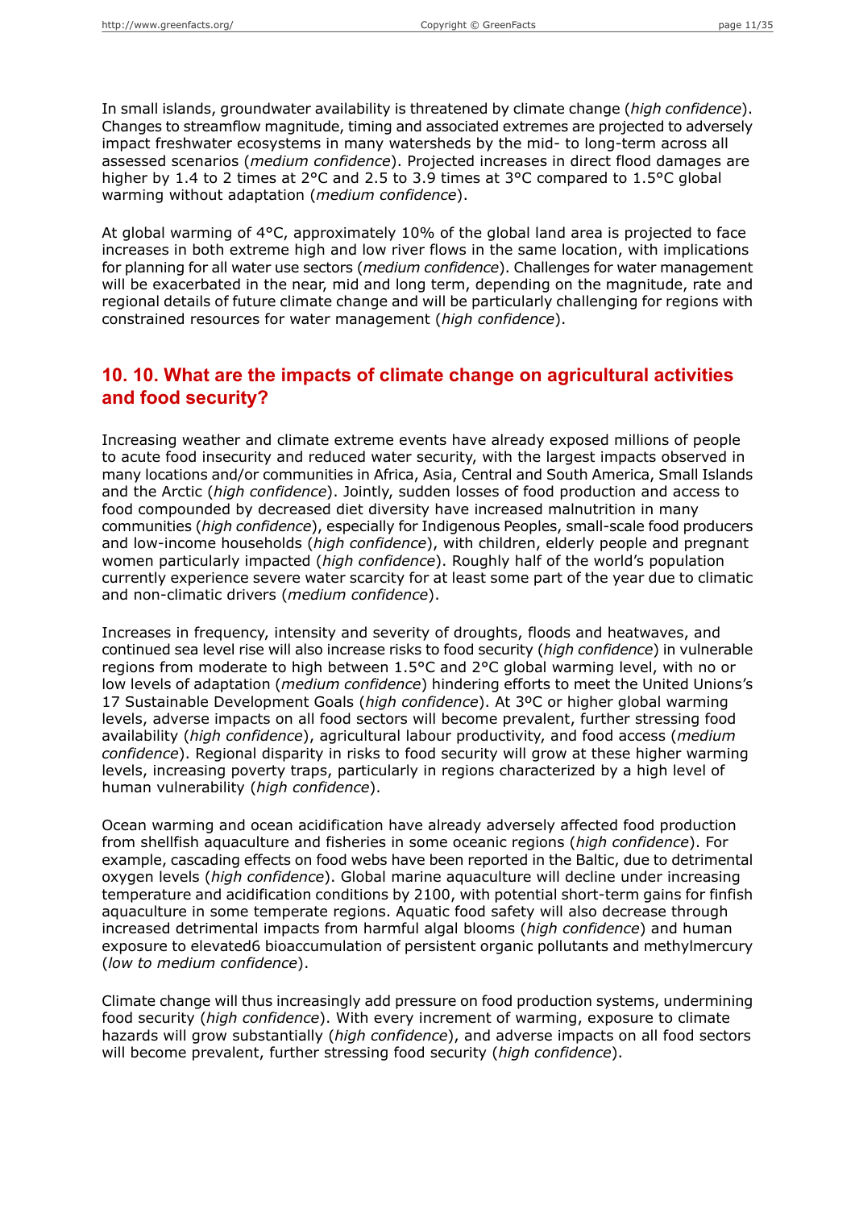In small islands, groundwater availability is threatened by climate change (*high confidence*). Changes to streamflow magnitude, timing and associated extremes are projected to adversely impact freshwater ecosystems in many watersheds by the mid- to long-term across all assessed scenarios (*medium confidence*). Projected increases in direct flood damages are higher by 1.4 to 2 times at 2°C and 2.5 to 3.9 times at 3°C compared to 1.5°C global warming without adaptation (*medium confidence*).

At global warming of 4°C, approximately 10% of the global land area is projected to face increases in both extreme high and low river flows in the same location, with implications for planning for all water use sectors (*medium confidence*). Challenges for water management will be exacerbated in the near, mid and long term, depending on the magnitude, rate and regional details of future climate change and will be particularly challenging for regions with constrained resources for water management (*high confidence*).

## 10. 10. What are the impacts of climate change on agricultural activities and food security?

Increasing weather and climate extreme events have already exposed millions of people to acute food insecurity and reduced water security, with the largest impacts observed in many locations and/or communities in Africa, Asia, Central and South America, Small Islands and the Arctic (*high confidence*). Jointly, sudden losses of food production and access to food compounded by decreased diet diversity have increased malnutrition in many communities (*high confidence*), especially for Indigenous Peoples, small-scale food producers and low-income households (*high confidence*), with children, elderly people and pregnant women particularly impacted (*high confidence*). Roughly half of the world's population currently experience severe water scarcity for at least some part of the year due to climatic and non-climatic drivers (*medium confidence*).

Increases in frequency, intensity and severity of droughts, floods and heatwaves, and continued sea level rise will also increase risks to food security (*high confidence*) in vulnerable regions from moderate to high between 1.5°C and 2°C global warming level, with no or low levels of adaptation (*medium confidence*) hindering efforts to meet the United Unions's 17 Sustainable Development Goals (*high confidence*). At 3ºC or higher global warming levels, adverse impacts on all food sectors will become prevalent, further stressing food availability (*high confidence*), agricultural labour productivity, and food access (*medium confidence*). Regional disparity in risks to food security will grow at these higher warming levels, increasing poverty traps, particularly in regions characterized by a high level of human vulnerability (*high confidence*).

Ocean warming and ocean acidification have already adversely affected food production from shellfish aquaculture and fisheries in some oceanic regions (*high confidence*). For example, cascading effects on food webs have been reported in the Baltic, due to detrimental oxygen levels (*high confidence*). Global marine aquaculture will decline under increasing temperature and acidification conditions by 2100, with potential short-term gains for finfish aquaculture in some temperate regions. Aquatic food safety will also decrease through increased detrimental impacts from harmful algal blooms (*high confidence*) and human exposure to elevated6 bioaccumulation of persistent organic pollutants and methylmercury (*low to medium confidence*).

Climate change will thus increasingly add pressure on food production systems, undermining food security (*high confidence*). With every increment of warming, exposure to climate hazards will grow substantially (*high confidence*), and adverse impacts on all food sectors will become prevalent, further stressing food security (*high confidence*).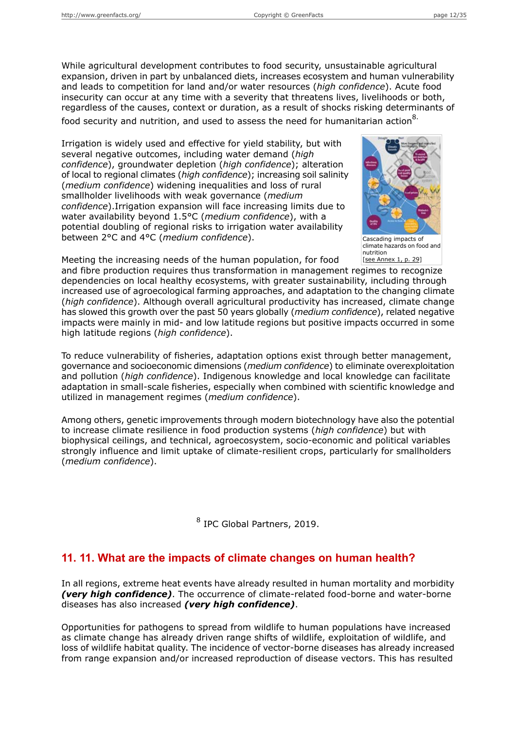While agricultural development contributes to food security, unsustainable agricultural expansion, driven in part by unbalanced diets, increases ecosystem and human vulnerability and leads to competition for land and/or water resources (*high confidence*). Acute food insecurity can occur at any time with a severity that threatens lives, livelihoods or both, regardless of the causes, context or duration, as a result of shocks risking determinants of food security and nutrition, and used to assess the need for humanitarian action[8].

Irrigation is widely used and effective for yield stability, but with several negative outcomes, including water demand (*high confidence*), groundwater depletion (*high confidence*); alteration of local to regional climates (*high confidence*); increasing soil salinity (*medium confidence*) widening inequalities and loss of rural smallholder livelihoods with weak governance (*medium confidence*).Irrigation expansion will face increasing limits due to water availability beyond 1.5°C (*medium confidence*), with a potential doubling of regional risks to irrigation water availability between 2°C and 4°C (*medium confidence*).

Cascading impacts of climate hazards on food and nutrition
[see Annex 1, p. 29]

Meeting the increasing needs of the human population, for food and fibre production requires thus transformation in management regimes to recognize dependencies on local healthy ecosystems, with greater sustainability, including through increased use of agroecological farming approaches, and adaptation to the changing climate (*high confidence*). Although overall agricultural productivity has increased, climate change has slowed this growth over the past 50 years globally (*medium confidence*), related negative impacts were mainly in mid- and low latitude regions but positive impacts occurred in some high latitude regions (*high confidence*).

To reduce vulnerability of fisheries, adaptation options exist through better management, governance and socioeconomic dimensions (*medium confidence*) to eliminate overexploitation and pollution (*high confidence*). Indigenous knowledge and local knowledge can facilitate adaptation in small-scale fisheries, especially when combined with scientific knowledge and utilized in management regimes (*medium confidence*).

Among others, genetic improvements through modern biotechnology have also the potential to increase climate resilience in food production systems (*high confidence*) but with biophysical ceilings, and technical, agroecosystem, socio-economic and political variables strongly influence and limit uptake of climate-resilient crops, particularly for smallholders (*medium confidence*).

[8] IPC Global Partners, 2019.

## 11. 11. What are the impacts of climate changes on human health?

In all regions, extreme heat events have already resulted in human mortality and morbidity ***(very high confidence)***. The occurrence of climate-related food-borne and water-borne diseases has also increased ***(very high confidence)***.

Opportunities for pathogens to spread from wildlife to human populations have increased as climate change has already driven range shifts of wildlife, exploitation of wildlife, and loss of wildlife habitat quality. The incidence of vector-borne diseases has already increased from range expansion and/or increased reproduction of disease vectors. This has resulted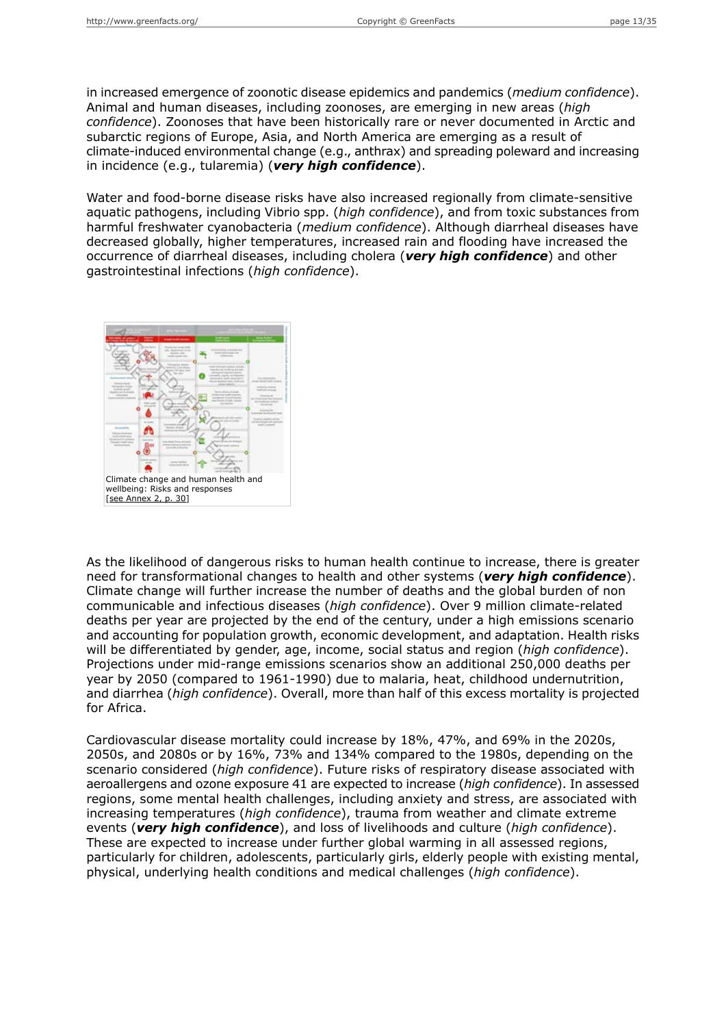in increased emergence of zoonotic disease epidemics and pandemics (*medium confidence*). Animal and human diseases, including zoonoses, are emerging in new areas (*high confidence*). Zoonoses that have been historically rare or never documented in Arctic and subarctic regions of Europe, Asia, and North America are emerging as a result of climate-induced environmental change (e.g., anthrax) and spreading poleward and increasing in incidence (e.g., tularemia) (***very high confidence***).

Water and food-borne disease risks have also increased regionally from climate-sensitive aquatic pathogens, including Vibrio spp. (*high confidence*), and from toxic substances from harmful freshwater cyanobacteria (*medium confidence*). Although diarrheal diseases have decreased globally, higher temperatures, increased rain and flooding have increased the occurrence of diarrheal diseases, including cholera (***very high confidence***) and other gastrointestinal infections (*high confidence*).

Climate change and human health and wellbeing: Risks and responses
[see Annex 2, p. 30]

As the likelihood of dangerous risks to human health continue to increase, there is greater need for transformational changes to health and other systems (***very high confidence***). Climate change will further increase the number of deaths and the global burden of non communicable and infectious diseases (*high confidence*). Over 9 million climate-related deaths per year are projected by the end of the century, under a high emissions scenario and accounting for population growth, economic development, and adaptation. Health risks will be differentiated by gender, age, income, social status and region (*high confidence*). Projections under mid-range emissions scenarios show an additional 250,000 deaths per year by 2050 (compared to 1961-1990) due to malaria, heat, childhood undernutrition, and diarrhea (*high confidence*). Overall, more than half of this excess mortality is projected for Africa.

Cardiovascular disease mortality could increase by 18%, 47%, and 69% in the 2020s, 2050s, and 2080s or by 16%, 73% and 134% compared to the 1980s, depending on the scenario considered (*high confidence*). Future risks of respiratory disease associated with aeroallergens and ozone exposure 41 are expected to increase (*high confidence*). In assessed regions, some mental health challenges, including anxiety and stress, are associated with increasing temperatures (*high confidence*), trauma from weather and climate extreme events (***very high confidence***), and loss of livelihoods and culture (*high confidence*). These are expected to increase under further global warming in all assessed regions, particularly for children, adolescents, particularly girls, elderly people with existing mental, physical, underlying health conditions and medical challenges (*high confidence*).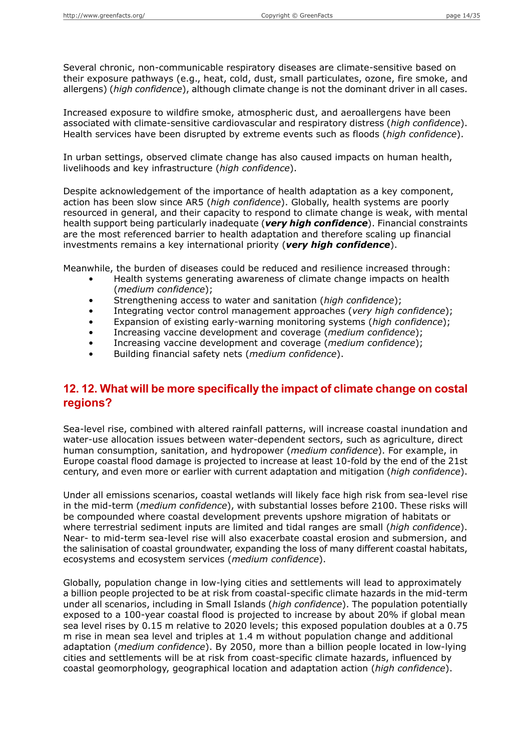Several chronic, non-communicable respiratory diseases are climate-sensitive based on their exposure pathways (e.g., heat, cold, dust, small particulates, ozone, fire smoke, and allergens) (*high confidence*), although climate change is not the dominant driver in all cases.

Increased exposure to wildfire smoke, atmospheric dust, and aeroallergens have been associated with climate-sensitive cardiovascular and respiratory distress (*high confidence*). Health services have been disrupted by extreme events such as floods (*high confidence*).

In urban settings, observed climate change has also caused impacts on human health, livelihoods and key infrastructure (*high confidence*).

Despite acknowledgement of the importance of health adaptation as a key component, action has been slow since AR5 (*high confidence*). Globally, health systems are poorly resourced in general, and their capacity to respond to climate change is weak, with mental health support being particularly inadequate (***very high confidence***). Financial constraints are the most referenced barrier to health adaptation and therefore scaling up financial investments remains a key international priority (***very high confidence***).

Meanwhile, the burden of diseases could be reduced and resilience increased through:

- Health systems generating awareness of climate change impacts on health (*medium confidence*);
- Strengthening access to water and sanitation (*high confidence*);
- Integrating vector control management approaches (*very high confidence*);
- Expansion of existing early-warning monitoring systems (*high confidence*);
- Increasing vaccine development and coverage (*medium confidence*);
- Increasing vaccine development and coverage (*medium confidence*);
- Building financial safety nets (*medium confidence*).

## 12. 12. What will be more specifically the impact of climate change on costal regions?

Sea-level rise, combined with altered rainfall patterns, will increase coastal inundation and water-use allocation issues between water-dependent sectors, such as agriculture, direct human consumption, sanitation, and hydropower (*medium confidence*). For example, in Europe coastal flood damage is projected to increase at least 10-fold by the end of the 21st century, and even more or earlier with current adaptation and mitigation (*high confidence*).

Under all emissions scenarios, coastal wetlands will likely face high risk from sea-level rise in the mid-term (*medium confidence*), with substantial losses before 2100. These risks will be compounded where coastal development prevents upshore migration of habitats or where terrestrial sediment inputs are limited and tidal ranges are small (*high confidence*). Near- to mid-term sea-level rise will also exacerbate coastal erosion and submersion, and the salinisation of coastal groundwater, expanding the loss of many different coastal habitats, ecosystems and ecosystem services (*medium confidence*).

Globally, population change in low-lying cities and settlements will lead to approximately a billion people projected to be at risk from coastal-specific climate hazards in the mid-term under all scenarios, including in Small Islands (*high confidence*). The population potentially exposed to a 100-year coastal flood is projected to increase by about 20% if global mean sea level rises by 0.15 m relative to 2020 levels; this exposed population doubles at a 0.75 m rise in mean sea level and triples at 1.4 m without population change and additional adaptation (*medium confidence*). By 2050, more than a billion people located in low-lying cities and settlements will be at risk from coast-specific climate hazards, influenced by coastal geomorphology, geographical location and adaptation action (*high confidence*).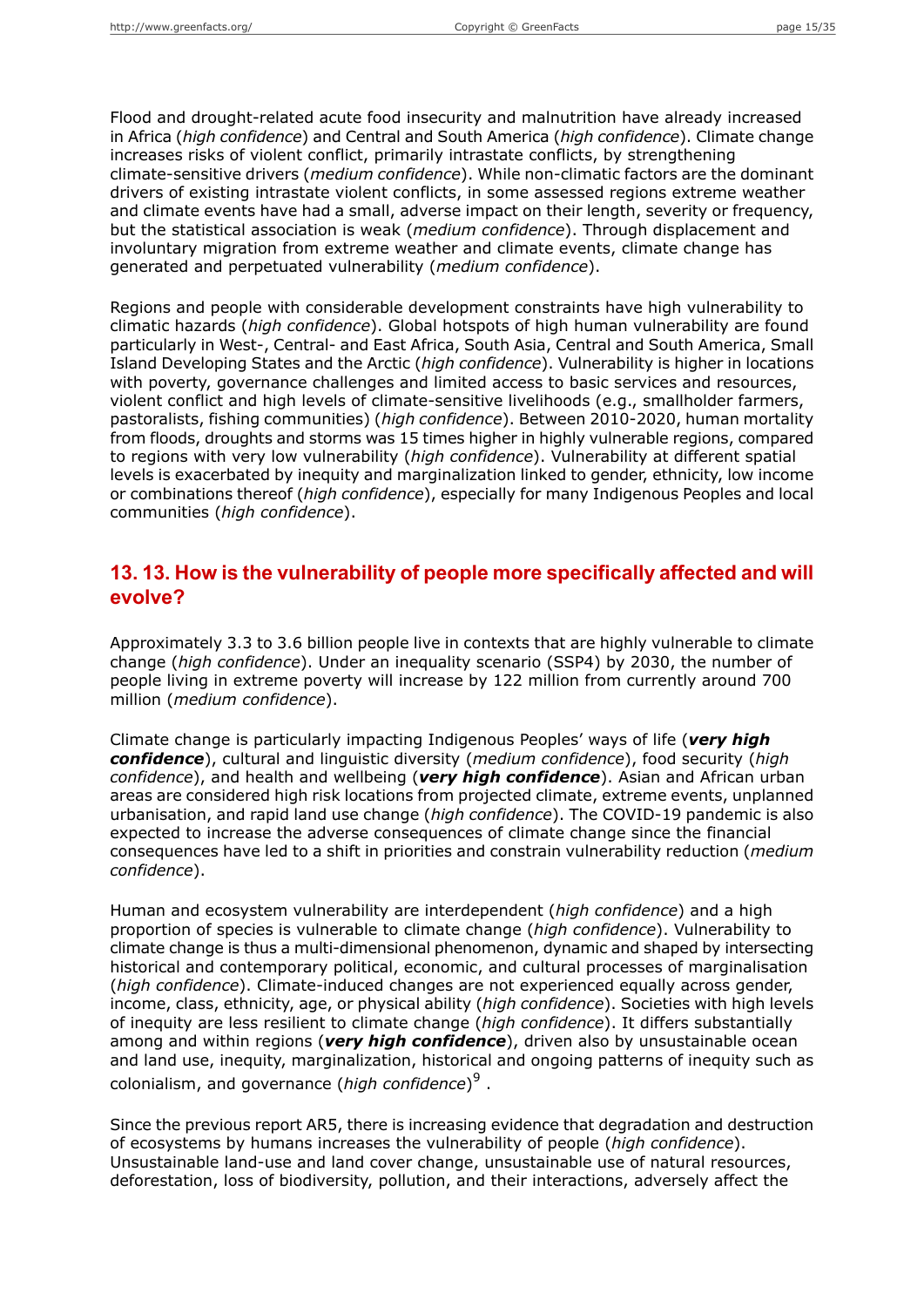Flood and drought-related acute food insecurity and malnutrition have already increased in Africa (*high confidence*) and Central and South America (*high confidence*). Climate change increases risks of violent conflict, primarily intrastate conflicts, by strengthening climate-sensitive drivers (*medium confidence*). While non-climatic factors are the dominant drivers of existing intrastate violent conflicts, in some assessed regions extreme weather and climate events have had a small, adverse impact on their length, severity or frequency, but the statistical association is weak (*medium confidence*). Through displacement and involuntary migration from extreme weather and climate events, climate change has generated and perpetuated vulnerability (*medium confidence*).

Regions and people with considerable development constraints have high vulnerability to climatic hazards (*high confidence*). Global hotspots of high human vulnerability are found particularly in West-, Central- and East Africa, South Asia, Central and South America, Small Island Developing States and the Arctic (*high confidence*). Vulnerability is higher in locations with poverty, governance challenges and limited access to basic services and resources, violent conflict and high levels of climate-sensitive livelihoods (e.g., smallholder farmers, pastoralists, fishing communities) (*high confidence*). Between 2010-2020, human mortality from floods, droughts and storms was 15 times higher in highly vulnerable regions, compared to regions with very low vulnerability (*high confidence*). Vulnerability at different spatial levels is exacerbated by inequity and marginalization linked to gender, ethnicity, low income or combinations thereof (*high confidence*), especially for many Indigenous Peoples and local communities (*high confidence*).

## 13. 13. How is the vulnerability of people more specifically affected and will evolve?

Approximately 3.3 to 3.6 billion people live in contexts that are highly vulnerable to climate change (*high confidence*). Under an inequality scenario (SSP4) by 2030, the number of people living in extreme poverty will increase by 122 million from currently around 700 million (*medium confidence*).

Climate change is particularly impacting Indigenous Peoples' ways of life (***very high confidence***), cultural and linguistic diversity (*medium confidence*), food security (*high confidence*), and health and wellbeing (***very high confidence***). Asian and African urban areas are considered high risk locations from projected climate, extreme events, unplanned urbanisation, and rapid land use change (*high confidence*). The COVID-19 pandemic is also expected to increase the adverse consequences of climate change since the financial consequences have led to a shift in priorities and constrain vulnerability reduction (*medium confidence*).

Human and ecosystem vulnerability are interdependent (*high confidence*) and a high proportion of species is vulnerable to climate change (*high confidence*). Vulnerability to climate change is thus a multi-dimensional phenomenon, dynamic and shaped by intersecting historical and contemporary political, economic, and cultural processes of marginalisation (*high confidence*). Climate-induced changes are not experienced equally across gender, income, class, ethnicity, age, or physical ability (*high confidence*). Societies with high levels of inequity are less resilient to climate change (*high confidence*). It differs substantially among and within regions (***very high confidence***), driven also by unsustainable ocean and land use, inequity, marginalization, historical and ongoing patterns of inequity such as colonialism, and governance (*high confidence*)[9] .

Since the previous report AR5, there is increasing evidence that degradation and destruction of ecosystems by humans increases the vulnerability of people (*high confidence*). Unsustainable land-use and land cover change, unsustainable use of natural resources, deforestation, loss of biodiversity, pollution, and their interactions, adversely affect the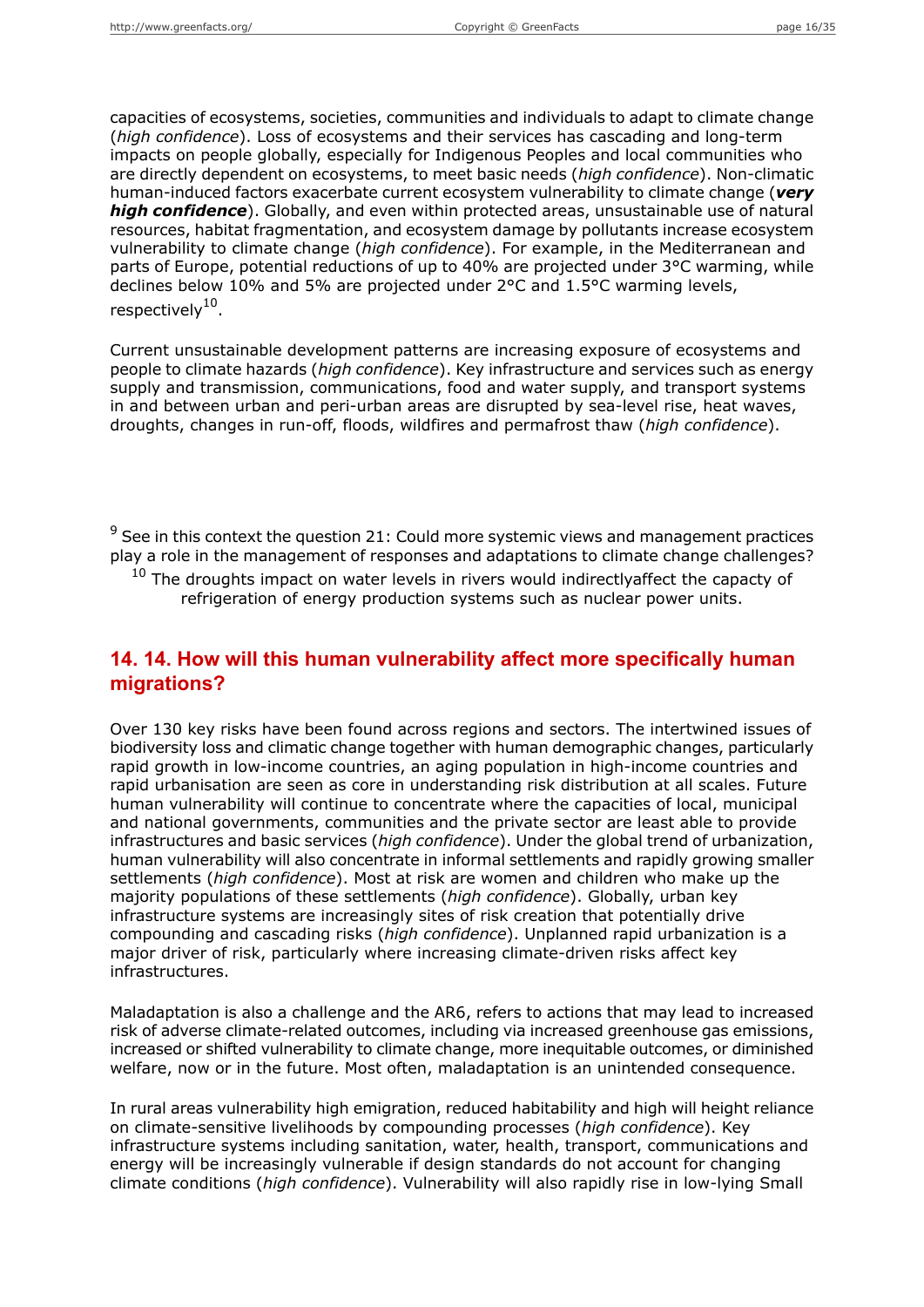capacities of ecosystems, societies, communities and individuals to adapt to climate change (*high confidence*). Loss of ecosystems and their services has cascading and long-term impacts on people globally, especially for Indigenous Peoples and local communities who are directly dependent on ecosystems, to meet basic needs (*high confidence*). Non-climatic human-induced factors exacerbate current ecosystem vulnerability to climate change (***very high confidence***). Globally, and even within protected areas, unsustainable use of natural resources, habitat fragmentation, and ecosystem damage by pollutants increase ecosystem vulnerability to climate change (*high confidence*). For example, in the Mediterranean and parts of Europe, potential reductions of up to 40% are projected under 3°C warming, while declines below 10% and 5% are projected under 2°C and 1.5°C warming levels, respectively[10].

Current unsustainable development patterns are increasing exposure of ecosystems and people to climate hazards (*high confidence*). Key infrastructure and services such as energy supply and transmission, communications, food and water supply, and transport systems in and between urban and peri-urban areas are disrupted by sea-level rise, heat waves, droughts, changes in run-off, floods, wildfires and permafrost thaw (*high confidence*).

[9] See in this context the question 21: Could more systemic views and management practices play a role in the management of responses and adaptations to climate change challenges?

[10] The droughts impact on water levels in rivers would indirectlyaffect the capacty of refrigeration of energy production systems such as nuclear power units.

## 14. 14. How will this human vulnerability affect more specifically human migrations?

Over 130 key risks have been found across regions and sectors. The intertwined issues of biodiversity loss and climatic change together with human demographic changes, particularly rapid growth in low-income countries, an aging population in high-income countries and rapid urbanisation are seen as core in understanding risk distribution at all scales. Future human vulnerability will continue to concentrate where the capacities of local, municipal and national governments, communities and the private sector are least able to provide infrastructures and basic services (*high confidence*). Under the global trend of urbanization, human vulnerability will also concentrate in informal settlements and rapidly growing smaller settlements (*high confidence*). Most at risk are women and children who make up the majority populations of these settlements (*high confidence*). Globally, urban key infrastructure systems are increasingly sites of risk creation that potentially drive compounding and cascading risks (*high confidence*). Unplanned rapid urbanization is a major driver of risk, particularly where increasing climate-driven risks affect key infrastructures.

Maladaptation is also a challenge and the AR6, refers to actions that may lead to increased risk of adverse climate-related outcomes, including via increased greenhouse gas emissions, increased or shifted vulnerability to climate change, more inequitable outcomes, or diminished welfare, now or in the future. Most often, maladaptation is an unintended consequence.

In rural areas vulnerability high emigration, reduced habitability and high will height reliance on climate-sensitive livelihoods by compounding processes (*high confidence*). Key infrastructure systems including sanitation, water, health, transport, communications and energy will be increasingly vulnerable if design standards do not account for changing climate conditions (*high confidence*). Vulnerability will also rapidly rise in low-lying Small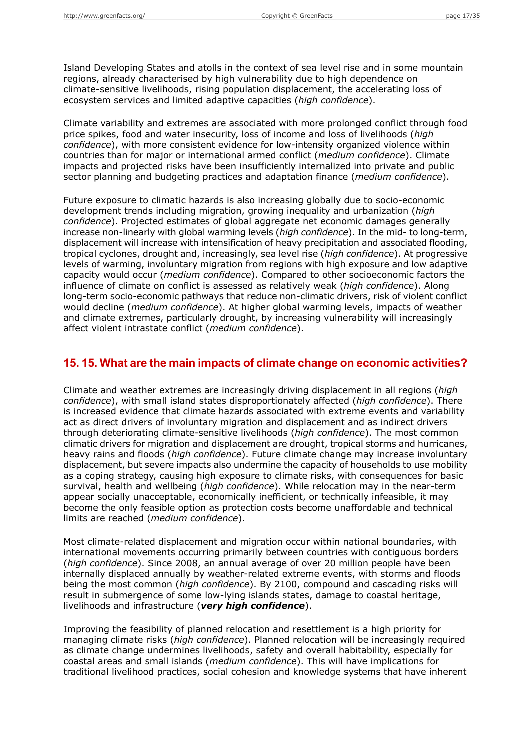Island Developing States and atolls in the context of sea level rise and in some mountain regions, already characterised by high vulnerability due to high dependence on climate-sensitive livelihoods, rising population displacement, the accelerating loss of ecosystem services and limited adaptive capacities (*high confidence*).

Climate variability and extremes are associated with more prolonged conflict through food price spikes, food and water insecurity, loss of income and loss of livelihoods (*high confidence*), with more consistent evidence for low-intensity organized violence within countries than for major or international armed conflict (*medium confidence*). Climate impacts and projected risks have been insufficiently internalized into private and public sector planning and budgeting practices and adaptation finance (*medium confidence*).

Future exposure to climatic hazards is also increasing globally due to socio-economic development trends including migration, growing inequality and urbanization (*high confidence*). Projected estimates of global aggregate net economic damages generally increase non-linearly with global warming levels (*high confidence*). In the mid- to long-term, displacement will increase with intensification of heavy precipitation and associated flooding, tropical cyclones, drought and, increasingly, sea level rise (*high confidence*). At progressive levels of warming, involuntary migration from regions with high exposure and low adaptive capacity would occur (*medium confidence*). Compared to other socioeconomic factors the influence of climate on conflict is assessed as relatively weak (*high confidence*). Along long-term socio-economic pathways that reduce non-climatic drivers, risk of violent conflict would decline (*medium confidence*). At higher global warming levels, impacts of weather and climate extremes, particularly drought, by increasing vulnerability will increasingly affect violent intrastate conflict (*medium confidence*).

## 15. 15. What are the main impacts of climate change on economic activities?

Climate and weather extremes are increasingly driving displacement in all regions (*high confidence*), with small island states disproportionately affected (*high confidence*). There is increased evidence that climate hazards associated with extreme events and variability act as direct drivers of involuntary migration and displacement and as indirect drivers through deteriorating climate-sensitive livelihoods (*high confidence*). The most common climatic drivers for migration and displacement are drought, tropical storms and hurricanes, heavy rains and floods (*high confidence*). Future climate change may increase involuntary displacement, but severe impacts also undermine the capacity of households to use mobility as a coping strategy, causing high exposure to climate risks, with consequences for basic survival, health and wellbeing (*high confidence*). While relocation may in the near-term appear socially unacceptable, economically inefficient, or technically infeasible, it may become the only feasible option as protection costs become unaffordable and technical limits are reached (*medium confidence*).

Most climate-related displacement and migration occur within national boundaries, with international movements occurring primarily between countries with contiguous borders (*high confidence*). Since 2008, an annual average of over 20 million people have been internally displaced annually by weather-related extreme events, with storms and floods being the most common (*high confidence*). By 2100, compound and cascading risks will result in submergence of some low-lying islands states, damage to coastal heritage, livelihoods and infrastructure (***very high confidence***).

Improving the feasibility of planned relocation and resettlement is a high priority for managing climate risks (*high confidence*). Planned relocation will be increasingly required as climate change undermines livelihoods, safety and overall habitability, especially for coastal areas and small islands (*medium confidence*). This will have implications for traditional livelihood practices, social cohesion and knowledge systems that have inherent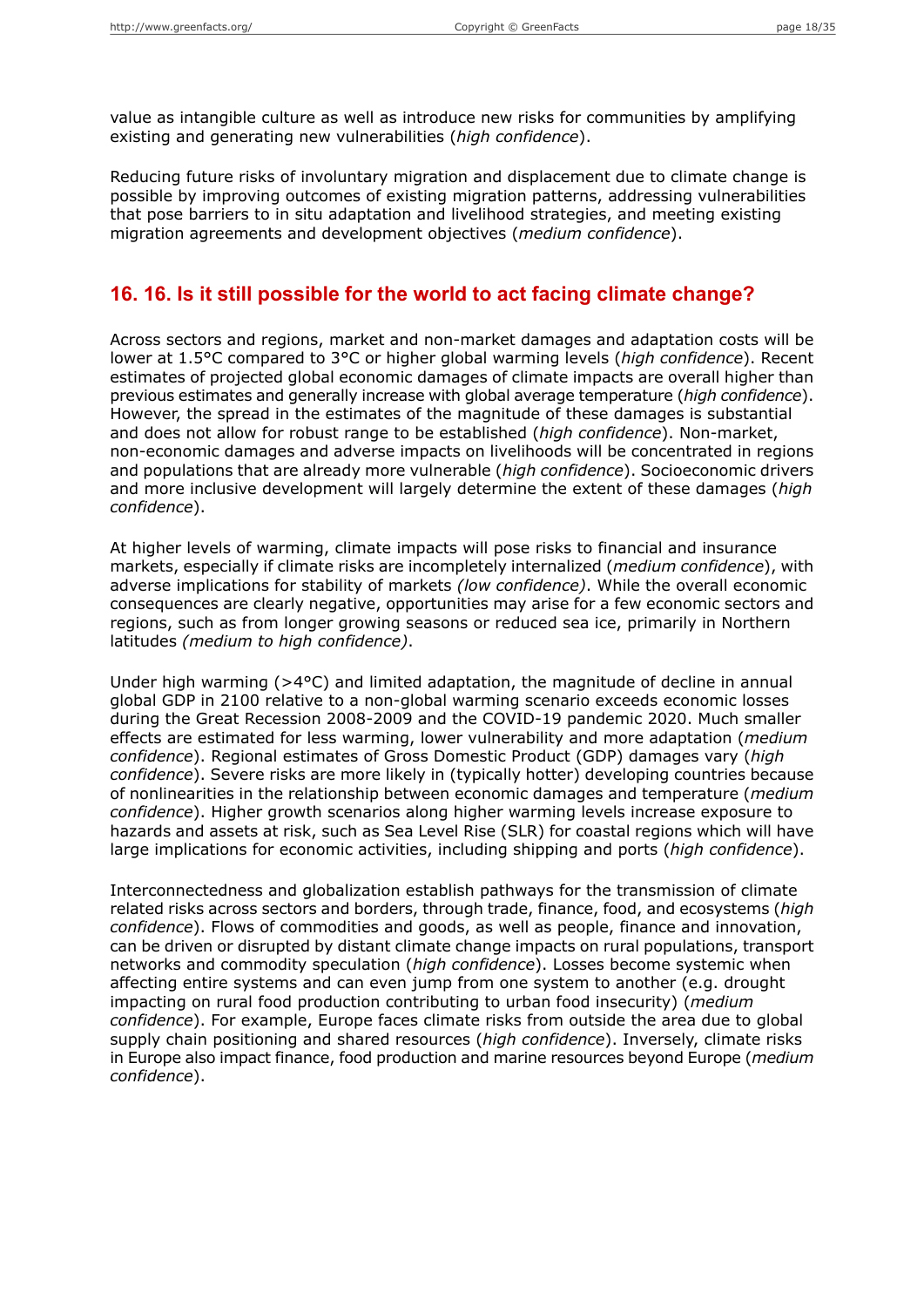value as intangible culture as well as introduce new risks for communities by amplifying existing and generating new vulnerabilities (*high confidence*).

Reducing future risks of involuntary migration and displacement due to climate change is possible by improving outcomes of existing migration patterns, addressing vulnerabilities that pose barriers to in situ adaptation and livelihood strategies, and meeting existing migration agreements and development objectives (*medium confidence*).

## 16. 16. Is it still possible for the world to act facing climate change?

Across sectors and regions, market and non-market damages and adaptation costs will be lower at 1.5°C compared to 3°C or higher global warming levels (*high confidence*). Recent estimates of projected global economic damages of climate impacts are overall higher than previous estimates and generally increase with global average temperature (*high confidence*). However, the spread in the estimates of the magnitude of these damages is substantial and does not allow for robust range to be established (*high confidence*). Non-market, non-economic damages and adverse impacts on livelihoods will be concentrated in regions and populations that are already more vulnerable (*high confidence*). Socioeconomic drivers and more inclusive development will largely determine the extent of these damages (*high confidence*).

At higher levels of warming, climate impacts will pose risks to financial and insurance markets, especially if climate risks are incompletely internalized (*medium confidence*), with adverse implications for stability of markets *(low confidence)*. While the overall economic consequences are clearly negative, opportunities may arise for a few economic sectors and regions, such as from longer growing seasons or reduced sea ice, primarily in Northern latitudes *(medium to high confidence)*.

Under high warming (>4°C) and limited adaptation, the magnitude of decline in annual global GDP in 2100 relative to a non-global warming scenario exceeds economic losses during the Great Recession 2008-2009 and the COVID-19 pandemic 2020. Much smaller effects are estimated for less warming, lower vulnerability and more adaptation (*medium confidence*). Regional estimates of Gross Domestic Product (GDP) damages vary (*high confidence*). Severe risks are more likely in (typically hotter) developing countries because of nonlinearities in the relationship between economic damages and temperature (*medium confidence*). Higher growth scenarios along higher warming levels increase exposure to hazards and assets at risk, such as Sea Level Rise (SLR) for coastal regions which will have large implications for economic activities, including shipping and ports (*high confidence*).

Interconnectedness and globalization establish pathways for the transmission of climate related risks across sectors and borders, through trade, finance, food, and ecosystems (*high confidence*). Flows of commodities and goods, as well as people, finance and innovation, can be driven or disrupted by distant climate change impacts on rural populations, transport networks and commodity speculation (*high confidence*). Losses become systemic when affecting entire systems and can even jump from one system to another (e.g. drought impacting on rural food production contributing to urban food insecurity) (*medium confidence*). For example, Europe faces climate risks from outside the area due to global supply chain positioning and shared resources (*high confidence*). Inversely, climate risks in Europe also impact finance, food production and marine resources beyond Europe (*medium confidence*).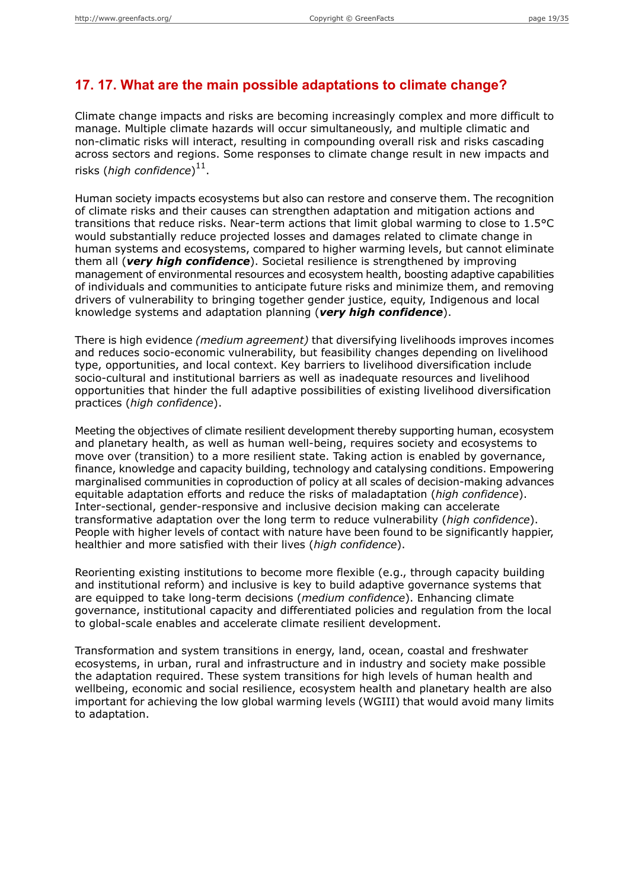## 17. 17. What are the main possible adaptations to climate change?

Climate change impacts and risks are becoming increasingly complex and more difficult to manage. Multiple climate hazards will occur simultaneously, and multiple climatic and non-climatic risks will interact, resulting in compounding overall risk and risks cascading across sectors and regions. Some responses to climate change result in new impacts and risks (*high confidence*)[11].

Human society impacts ecosystems but also can restore and conserve them. The recognition of climate risks and their causes can strengthen adaptation and mitigation actions and transitions that reduce risks. Near-term actions that limit global warming to close to 1.5°C would substantially reduce projected losses and damages related to climate change in human systems and ecosystems, compared to higher warming levels, but cannot eliminate them all (***very high confidence***). Societal resilience is strengthened by improving management of environmental resources and ecosystem health, boosting adaptive capabilities of individuals and communities to anticipate future risks and minimize them, and removing drivers of vulnerability to bringing together gender justice, equity, Indigenous and local knowledge systems and adaptation planning (***very high confidence***).

There is high evidence *(medium agreement)* that diversifying livelihoods improves incomes and reduces socio-economic vulnerability, but feasibility changes depending on livelihood type, opportunities, and local context. Key barriers to livelihood diversification include socio-cultural and institutional barriers as well as inadequate resources and livelihood opportunities that hinder the full adaptive possibilities of existing livelihood diversification practices (*high confidence*).

Meeting the objectives of climate resilient development thereby supporting human, ecosystem and planetary health, as well as human well-being, requires society and ecosystems to move over (transition) to a more resilient state. Taking action is enabled by governance, finance, knowledge and capacity building, technology and catalysing conditions. Empowering marginalised communities in coproduction of policy at all scales of decision-making advances equitable adaptation efforts and reduce the risks of maladaptation (*high confidence*). Inter-sectional, gender-responsive and inclusive decision making can accelerate transformative adaptation over the long term to reduce vulnerability (*high confidence*). People with higher levels of contact with nature have been found to be significantly happier, healthier and more satisfied with their lives (*high confidence*).

Reorienting existing institutions to become more flexible (e.g., through capacity building and institutional reform) and inclusive is key to build adaptive governance systems that are equipped to take long-term decisions (*medium confidence*). Enhancing climate governance, institutional capacity and differentiated policies and regulation from the local to global-scale enables and accelerate climate resilient development.

Transformation and system transitions in energy, land, ocean, coastal and freshwater ecosystems, in urban, rural and infrastructure and in industry and society make possible the adaptation required. These system transitions for high levels of human health and wellbeing, economic and social resilience, ecosystem health and planetary health are also important for achieving the low global warming levels (WGIII) that would avoid many limits to adaptation.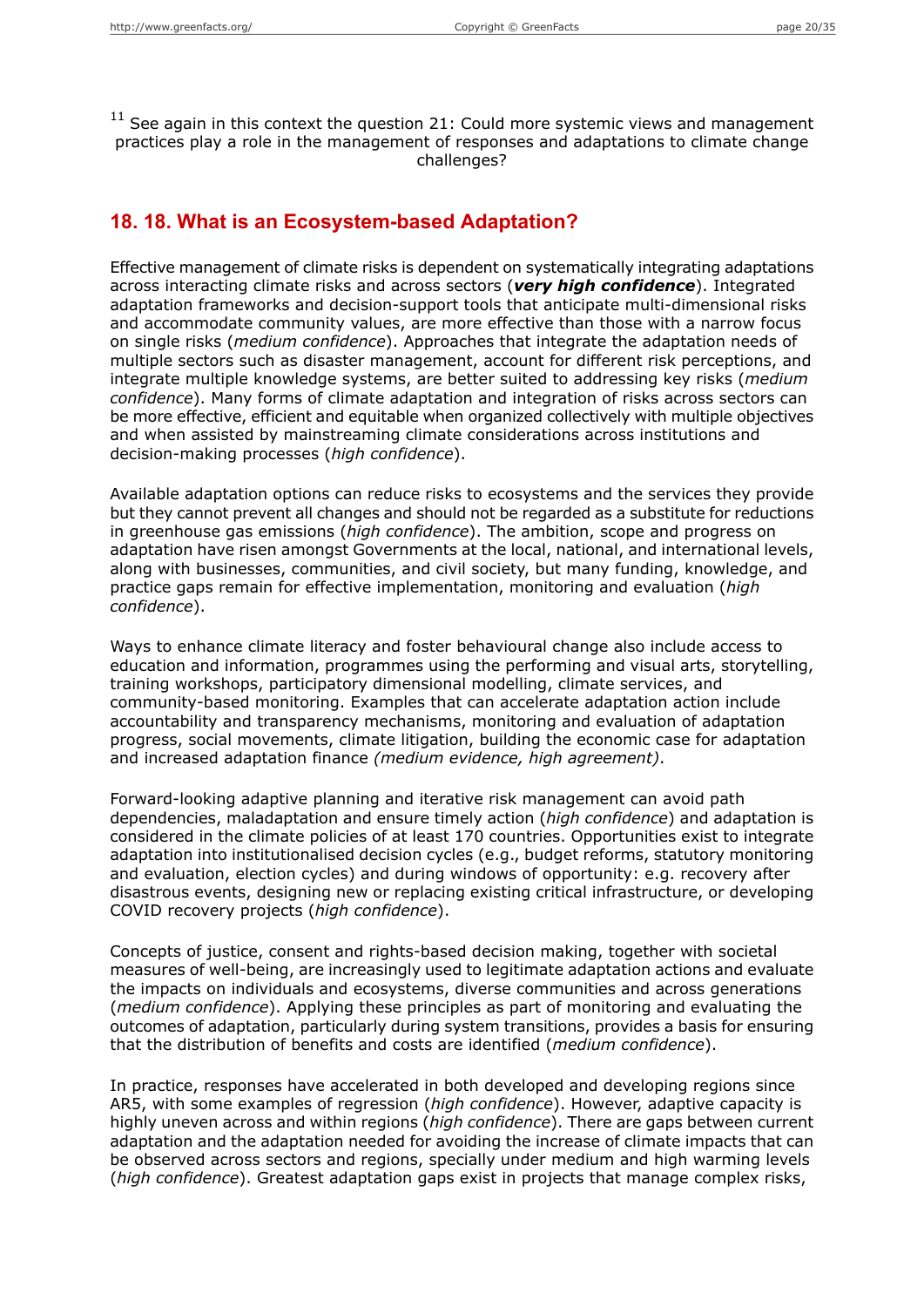[11] See again in this context the question 21: Could more systemic views and management practices play a role in the management of responses and adaptations to climate change challenges?

## 18. 18. What is an Ecosystem-based Adaptation?

Effective management of climate risks is dependent on systematically integrating adaptations across interacting climate risks and across sectors (***very high confidence***). Integrated adaptation frameworks and decision-support tools that anticipate multi-dimensional risks and accommodate community values, are more effective than those with a narrow focus on single risks (*medium confidence*). Approaches that integrate the adaptation needs of multiple sectors such as disaster management, account for different risk perceptions, and integrate multiple knowledge systems, are better suited to addressing key risks (*medium confidence*). Many forms of climate adaptation and integration of risks across sectors can be more effective, efficient and equitable when organized collectively with multiple objectives and when assisted by mainstreaming climate considerations across institutions and decision-making processes (*high confidence*).

Available adaptation options can reduce risks to ecosystems and the services they provide but they cannot prevent all changes and should not be regarded as a substitute for reductions in greenhouse gas emissions (*high confidence*). The ambition, scope and progress on adaptation have risen amongst Governments at the local, national, and international levels, along with businesses, communities, and civil society, but many funding, knowledge, and practice gaps remain for effective implementation, monitoring and evaluation (*high confidence*).

Ways to enhance climate literacy and foster behavioural change also include access to education and information, programmes using the performing and visual arts, storytelling, training workshops, participatory dimensional modelling, climate services, and community-based monitoring. Examples that can accelerate adaptation action include accountability and transparency mechanisms, monitoring and evaluation of adaptation progress, social movements, climate litigation, building the economic case for adaptation and increased adaptation finance *(medium evidence, high agreement)*.

Forward-looking adaptive planning and iterative risk management can avoid path dependencies, maladaptation and ensure timely action (*high confidence*) and adaptation is considered in the climate policies of at least 170 countries. Opportunities exist to integrate adaptation into institutionalised decision cycles (e.g., budget reforms, statutory monitoring and evaluation, election cycles) and during windows of opportunity: e.g. recovery after disastrous events, designing new or replacing existing critical infrastructure, or developing COVID recovery projects (*high confidence*).

Concepts of justice, consent and rights-based decision making, together with societal measures of well-being, are increasingly used to legitimate adaptation actions and evaluate the impacts on individuals and ecosystems, diverse communities and across generations (*medium confidence*). Applying these principles as part of monitoring and evaluating the outcomes of adaptation, particularly during system transitions, provides a basis for ensuring that the distribution of benefits and costs are identified (*medium confidence*).

In practice, responses have accelerated in both developed and developing regions since AR5, with some examples of regression (*high confidence*). However, adaptive capacity is highly uneven across and within regions (*high confidence*). There are gaps between current adaptation and the adaptation needed for avoiding the increase of climate impacts that can be observed across sectors and regions, specially under medium and high warming levels (*high confidence*). Greatest adaptation gaps exist in projects that manage complex risks,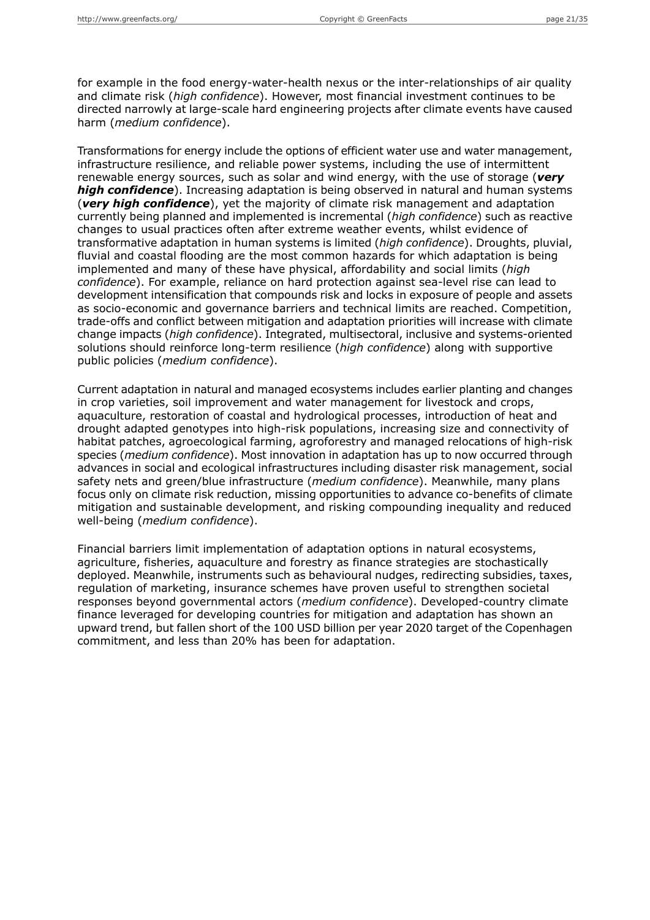for example in the food energy-water-health nexus or the inter-relationships of air quality and climate risk (*high confidence*). However, most financial investment continues to be directed narrowly at large-scale hard engineering projects after climate events have caused harm (*medium confidence*).

Transformations for energy include the options of efficient water use and water management, infrastructure resilience, and reliable power systems, including the use of intermittent renewable energy sources, such as solar and wind energy, with the use of storage (***very high confidence***). Increasing adaptation is being observed in natural and human systems (***very high confidence***), yet the majority of climate risk management and adaptation currently being planned and implemented is incremental (*high confidence*) such as reactive changes to usual practices often after extreme weather events, whilst evidence of transformative adaptation in human systems is limited (*high confidence*). Droughts, pluvial, fluvial and coastal flooding are the most common hazards for which adaptation is being implemented and many of these have physical, affordability and social limits (*high confidence*). For example, reliance on hard protection against sea-level rise can lead to development intensification that compounds risk and locks in exposure of people and assets as socio-economic and governance barriers and technical limits are reached. Competition, trade-offs and conflict between mitigation and adaptation priorities will increase with climate change impacts (*high confidence*). Integrated, multisectoral, inclusive and systems-oriented solutions should reinforce long-term resilience (*high confidence*) along with supportive public policies (*medium confidence*).

Current adaptation in natural and managed ecosystems includes earlier planting and changes in crop varieties, soil improvement and water management for livestock and crops, aquaculture, restoration of coastal and hydrological processes, introduction of heat and drought adapted genotypes into high-risk populations, increasing size and connectivity of habitat patches, agroecological farming, agroforestry and managed relocations of high-risk species (*medium confidence*). Most innovation in adaptation has up to now occurred through advances in social and ecological infrastructures including disaster risk management, social safety nets and green/blue infrastructure (*medium confidence*). Meanwhile, many plans focus only on climate risk reduction, missing opportunities to advance co-benefits of climate mitigation and sustainable development, and risking compounding inequality and reduced well-being (*medium confidence*).

Financial barriers limit implementation of adaptation options in natural ecosystems, agriculture, fisheries, aquaculture and forestry as finance strategies are stochastically deployed. Meanwhile, instruments such as behavioural nudges, redirecting subsidies, taxes, regulation of marketing, insurance schemes have proven useful to strengthen societal responses beyond governmental actors (*medium confidence*). Developed-country climate finance leveraged for developing countries for mitigation and adaptation has shown an upward trend, but fallen short of the 100 USD billion per year 2020 target of the Copenhagen commitment, and less than 20% has been for adaptation.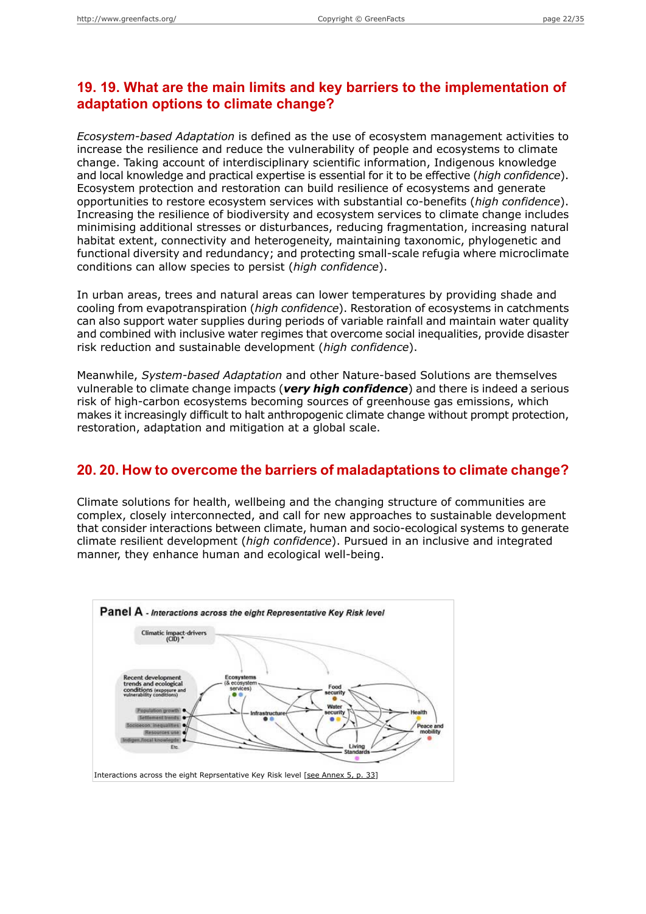## 19. 19. What are the main limits and key barriers to the implementation of adaptation options to climate change?

*Ecosystem-based Adaptation* is defined as the use of ecosystem management activities to increase the resilience and reduce the vulnerability of people and ecosystems to climate change. Taking account of interdisciplinary scientific information, Indigenous knowledge and local knowledge and practical expertise is essential for it to be effective (*high confidence*). Ecosystem protection and restoration can build resilience of ecosystems and generate opportunities to restore ecosystem services with substantial co-benefits (*high confidence*). Increasing the resilience of biodiversity and ecosystem services to climate change includes minimising additional stresses or disturbances, reducing fragmentation, increasing natural habitat extent, connectivity and heterogeneity, maintaining taxonomic, phylogenetic and functional diversity and redundancy; and protecting small-scale refugia where microclimate conditions can allow species to persist (*high confidence*).

In urban areas, trees and natural areas can lower temperatures by providing shade and cooling from evapotranspiration (*high confidence*). Restoration of ecosystems in catchments can also support water supplies during periods of variable rainfall and maintain water quality and combined with inclusive water regimes that overcome social inequalities, provide disaster risk reduction and sustainable development (*high confidence*).

Meanwhile, *System-based Adaptation* and other Nature-based Solutions are themselves vulnerable to climate change impacts (***very high confidence***) and there is indeed a serious risk of high-carbon ecosystems becoming sources of greenhouse gas emissions, which makes it increasingly difficult to halt anthropogenic climate change without prompt protection, restoration, adaptation and mitigation at a global scale.

## 20. 20. How to overcome the barriers of maladaptations to climate change?

Climate solutions for health, wellbeing and the changing structure of communities are complex, closely interconnected, and call for new approaches to sustainable development that consider interactions between climate, human and socio-ecological systems to generate climate resilient development (*high confidence*). Pursued in an inclusive and integrated manner, they enhance human and ecological well-being.

Interactions across the eight Reprsentative Key Risk level [see Annex 5, p. 33]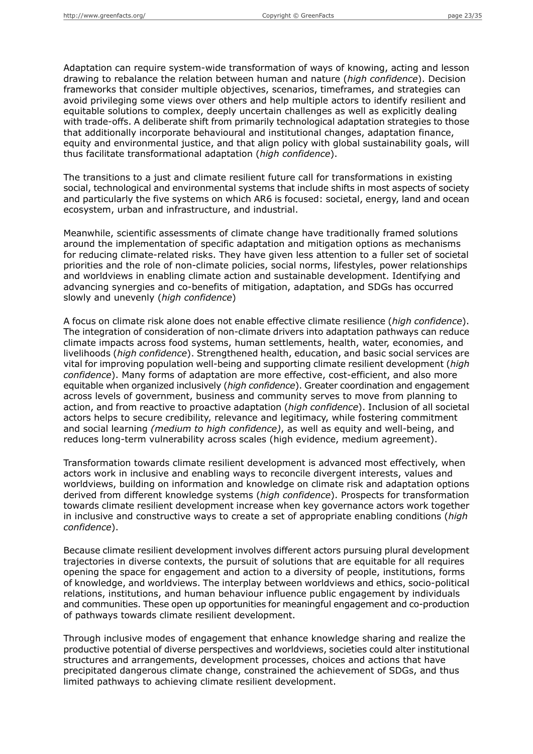Adaptation can require system-wide transformation of ways of knowing, acting and lesson drawing to rebalance the relation between human and nature (*high confidence*). Decision frameworks that consider multiple objectives, scenarios, timeframes, and strategies can avoid privileging some views over others and help multiple actors to identify resilient and equitable solutions to complex, deeply uncertain challenges as well as explicitly dealing with trade-offs. A deliberate shift from primarily technological adaptation strategies to those that additionally incorporate behavioural and institutional changes, adaptation finance, equity and environmental justice, and that align policy with global sustainability goals, will thus facilitate transformational adaptation (*high confidence*).

The transitions to a just and climate resilient future call for transformations in existing social, technological and environmental systems that include shifts in most aspects of society and particularly the five systems on which AR6 is focused: societal, energy, land and ocean ecosystem, urban and infrastructure, and industrial.

Meanwhile, scientific assessments of climate change have traditionally framed solutions around the implementation of specific adaptation and mitigation options as mechanisms for reducing climate-related risks. They have given less attention to a fuller set of societal priorities and the role of non-climate policies, social norms, lifestyles, power relationships and worldviews in enabling climate action and sustainable development. Identifying and advancing synergies and co-benefits of mitigation, adaptation, and SDGs has occurred slowly and unevenly (*high confidence*)

A focus on climate risk alone does not enable effective climate resilience (*high confidence*). The integration of consideration of non-climate drivers into adaptation pathways can reduce climate impacts across food systems, human settlements, health, water, economies, and livelihoods (*high confidence*). Strengthened health, education, and basic social services are vital for improving population well-being and supporting climate resilient development (*high confidence*). Many forms of adaptation are more effective, cost-efficient, and also more equitable when organized inclusively (*high confidence*). Greater coordination and engagement across levels of government, business and community serves to move from planning to action, and from reactive to proactive adaptation (*high confidence*). Inclusion of all societal actors helps to secure credibility, relevance and legitimacy, while fostering commitment and social learning *(medium to high confidence)*, as well as equity and well-being, and reduces long-term vulnerability across scales (high evidence, medium agreement).

Transformation towards climate resilient development is advanced most effectively, when actors work in inclusive and enabling ways to reconcile divergent interests, values and worldviews, building on information and knowledge on climate risk and adaptation options derived from different knowledge systems (*high confidence*). Prospects for transformation towards climate resilient development increase when key governance actors work together in inclusive and constructive ways to create a set of appropriate enabling conditions (*high confidence*).

Because climate resilient development involves different actors pursuing plural development trajectories in diverse contexts, the pursuit of solutions that are equitable for all requires opening the space for engagement and action to a diversity of people, institutions, forms of knowledge, and worldviews. The interplay between worldviews and ethics, socio-political relations, institutions, and human behaviour influence public engagement by individuals and communities. These open up opportunities for meaningful engagement and co-production of pathways towards climate resilient development.

Through inclusive modes of engagement that enhance knowledge sharing and realize the productive potential of diverse perspectives and worldviews, societies could alter institutional structures and arrangements, development processes, choices and actions that have precipitated dangerous climate change, constrained the achievement of SDGs, and thus limited pathways to achieving climate resilient development.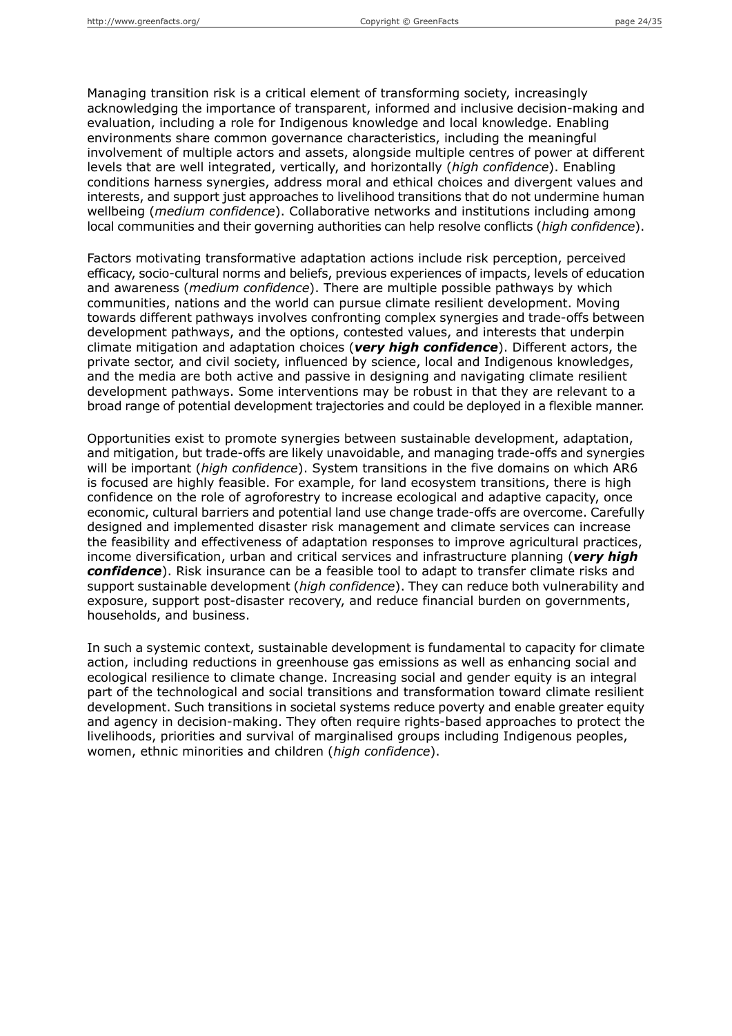Managing transition risk is a critical element of transforming society, increasingly acknowledging the importance of transparent, informed and inclusive decision-making and evaluation, including a role for Indigenous knowledge and local knowledge. Enabling environments share common governance characteristics, including the meaningful involvement of multiple actors and assets, alongside multiple centres of power at different levels that are well integrated, vertically, and horizontally (*high confidence*). Enabling conditions harness synergies, address moral and ethical choices and divergent values and interests, and support just approaches to livelihood transitions that do not undermine human wellbeing (*medium confidence*). Collaborative networks and institutions including among local communities and their governing authorities can help resolve conflicts (*high confidence*).

Factors motivating transformative adaptation actions include risk perception, perceived efficacy, socio-cultural norms and beliefs, previous experiences of impacts, levels of education and awareness (*medium confidence*). There are multiple possible pathways by which communities, nations and the world can pursue climate resilient development. Moving towards different pathways involves confronting complex synergies and trade-offs between development pathways, and the options, contested values, and interests that underpin climate mitigation and adaptation choices (***very high confidence***). Different actors, the private sector, and civil society, influenced by science, local and Indigenous knowledges, and the media are both active and passive in designing and navigating climate resilient development pathways. Some interventions may be robust in that they are relevant to a broad range of potential development trajectories and could be deployed in a flexible manner.

Opportunities exist to promote synergies between sustainable development, adaptation, and mitigation, but trade-offs are likely unavoidable, and managing trade-offs and synergies will be important (*high confidence*). System transitions in the five domains on which AR6 is focused are highly feasible. For example, for land ecosystem transitions, there is high confidence on the role of agroforestry to increase ecological and adaptive capacity, once economic, cultural barriers and potential land use change trade-offs are overcome. Carefully designed and implemented disaster risk management and climate services can increase the feasibility and effectiveness of adaptation responses to improve agricultural practices, income diversification, urban and critical services and infrastructure planning (***very high confidence***). Risk insurance can be a feasible tool to adapt to transfer climate risks and support sustainable development (*high confidence*). They can reduce both vulnerability and exposure, support post-disaster recovery, and reduce financial burden on governments, households, and business.

In such a systemic context, sustainable development is fundamental to capacity for climate action, including reductions in greenhouse gas emissions as well as enhancing social and ecological resilience to climate change. Increasing social and gender equity is an integral part of the technological and social transitions and transformation toward climate resilient development. Such transitions in societal systems reduce poverty and enable greater equity and agency in decision-making. They often require rights-based approaches to protect the livelihoods, priorities and survival of marginalised groups including Indigenous peoples, women, ethnic minorities and children (*high confidence*).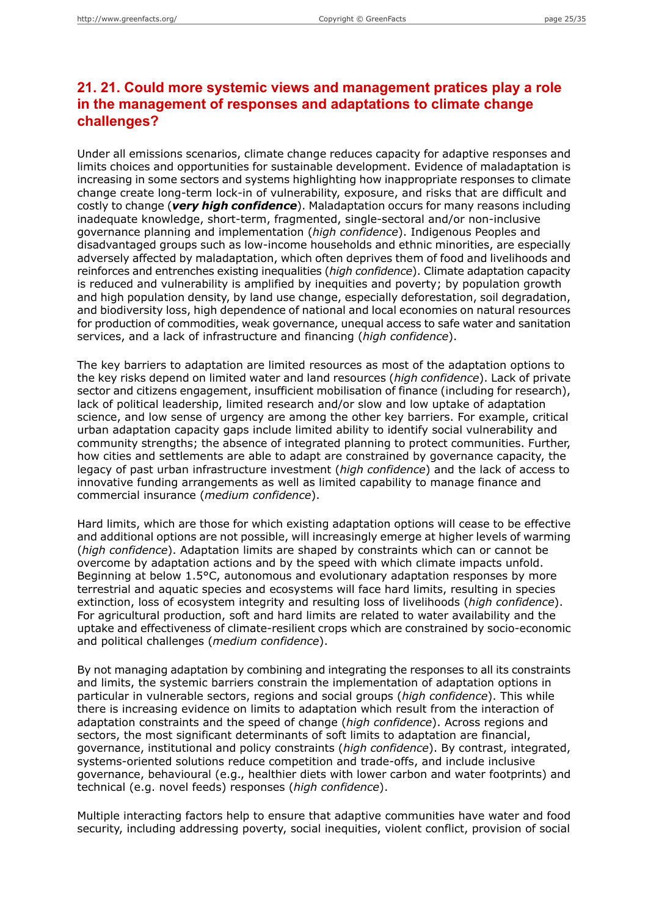## 21. 21. Could more systemic views and management pratices play a role in the management of responses and adaptations to climate change challenges?

Under all emissions scenarios, climate change reduces capacity for adaptive responses and limits choices and opportunities for sustainable development. Evidence of maladaptation is increasing in some sectors and systems highlighting how inappropriate responses to climate change create long-term lock-in of vulnerability, exposure, and risks that are difficult and costly to change (***very high confidence***). Maladaptation occurs for many reasons including inadequate knowledge, short-term, fragmented, single-sectoral and/or non-inclusive governance planning and implementation (*high confidence*). Indigenous Peoples and disadvantaged groups such as low-income households and ethnic minorities, are especially adversely affected by maladaptation, which often deprives them of food and livelihoods and reinforces and entrenches existing inequalities (*high confidence*). Climate adaptation capacity is reduced and vulnerability is amplified by inequities and poverty; by population growth and high population density, by land use change, especially deforestation, soil degradation, and biodiversity loss, high dependence of national and local economies on natural resources for production of commodities, weak governance, unequal access to safe water and sanitation services, and a lack of infrastructure and financing (*high confidence*).

The key barriers to adaptation are limited resources as most of the adaptation options to the key risks depend on limited water and land resources (*high confidence*). Lack of private sector and citizens engagement, insufficient mobilisation of finance (including for research), lack of political leadership, limited research and/or slow and low uptake of adaptation science, and low sense of urgency are among the other key barriers. For example, critical urban adaptation capacity gaps include limited ability to identify social vulnerability and community strengths; the absence of integrated planning to protect communities. Further, how cities and settlements are able to adapt are constrained by governance capacity, the legacy of past urban infrastructure investment (*high confidence*) and the lack of access to innovative funding arrangements as well as limited capability to manage finance and commercial insurance (*medium confidence*).

Hard limits, which are those for which existing adaptation options will cease to be effective and additional options are not possible, will increasingly emerge at higher levels of warming (*high confidence*). Adaptation limits are shaped by constraints which can or cannot be overcome by adaptation actions and by the speed with which climate impacts unfold. Beginning at below 1.5°C, autonomous and evolutionary adaptation responses by more terrestrial and aquatic species and ecosystems will face hard limits, resulting in species extinction, loss of ecosystem integrity and resulting loss of livelihoods (*high confidence*). For agricultural production, soft and hard limits are related to water availability and the uptake and effectiveness of climate-resilient crops which are constrained by socio-economic and political challenges (*medium confidence*).

By not managing adaptation by combining and integrating the responses to all its constraints and limits, the systemic barriers constrain the implementation of adaptation options in particular in vulnerable sectors, regions and social groups (*high confidence*). This while there is increasing evidence on limits to adaptation which result from the interaction of adaptation constraints and the speed of change (*high confidence*). Across regions and sectors, the most significant determinants of soft limits to adaptation are financial, governance, institutional and policy constraints (*high confidence*). By contrast, integrated, systems-oriented solutions reduce competition and trade-offs, and include inclusive governance, behavioural (e.g., healthier diets with lower carbon and water footprints) and technical (e.g. novel feeds) responses (*high confidence*).

Multiple interacting factors help to ensure that adaptive communities have water and food security, including addressing poverty, social inequities, violent conflict, provision of social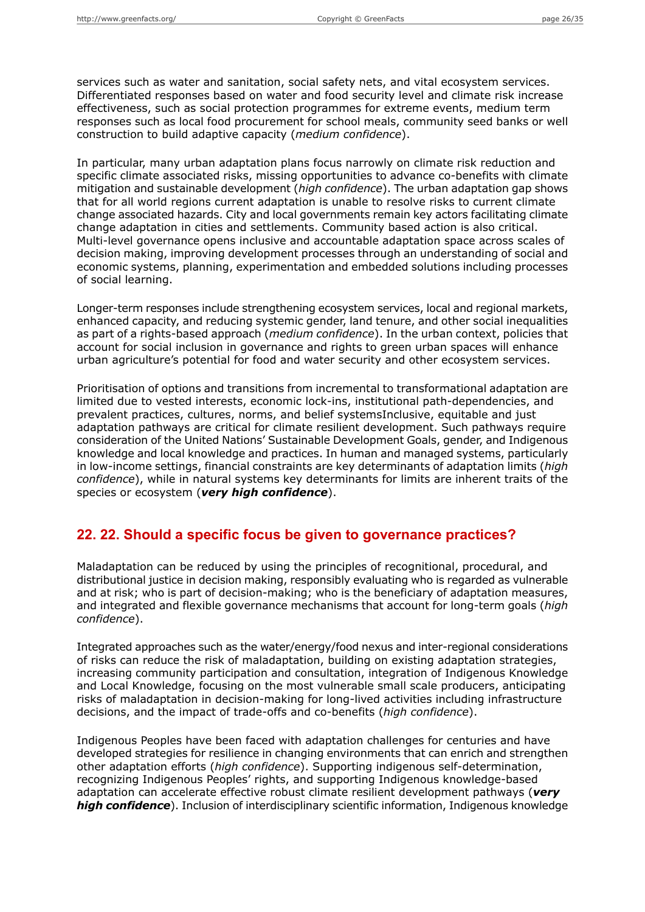services such as water and sanitation, social safety nets, and vital ecosystem services. Differentiated responses based on water and food security level and climate risk increase effectiveness, such as social protection programmes for extreme events, medium term responses such as local food procurement for school meals, community seed banks or well construction to build adaptive capacity (*medium confidence*).

In particular, many urban adaptation plans focus narrowly on climate risk reduction and specific climate associated risks, missing opportunities to advance co-benefits with climate mitigation and sustainable development (*high confidence*). The urban adaptation gap shows that for all world regions current adaptation is unable to resolve risks to current climate change associated hazards. City and local governments remain key actors facilitating climate change adaptation in cities and settlements. Community based action is also critical. Multi-level governance opens inclusive and accountable adaptation space across scales of decision making, improving development processes through an understanding of social and economic systems, planning, experimentation and embedded solutions including processes of social learning.

Longer-term responses include strengthening ecosystem services, local and regional markets, enhanced capacity, and reducing systemic gender, land tenure, and other social inequalities as part of a rights-based approach (*medium confidence*). In the urban context, policies that account for social inclusion in governance and rights to green urban spaces will enhance urban agriculture's potential for food and water security and other ecosystem services.

Prioritisation of options and transitions from incremental to transformational adaptation are limited due to vested interests, economic lock-ins, institutional path-dependencies, and prevalent practices, cultures, norms, and belief systemsInclusive, equitable and just adaptation pathways are critical for climate resilient development. Such pathways require consideration of the United Nations' Sustainable Development Goals, gender, and Indigenous knowledge and local knowledge and practices. In human and managed systems, particularly in low-income settings, financial constraints are key determinants of adaptation limits (*high confidence*), while in natural systems key determinants for limits are inherent traits of the species or ecosystem (***very high confidence***).

## 22. 22. Should a specific focus be given to governance practices?

Maladaptation can be reduced by using the principles of recognitional, procedural, and distributional justice in decision making, responsibly evaluating who is regarded as vulnerable and at risk; who is part of decision-making; who is the beneficiary of adaptation measures, and integrated and flexible governance mechanisms that account for long-term goals (*high confidence*).

Integrated approaches such as the water/energy/food nexus and inter-regional considerations of risks can reduce the risk of maladaptation, building on existing adaptation strategies, increasing community participation and consultation, integration of Indigenous Knowledge and Local Knowledge, focusing on the most vulnerable small scale producers, anticipating risks of maladaptation in decision-making for long-lived activities including infrastructure decisions, and the impact of trade-offs and co-benefits (*high confidence*).

Indigenous Peoples have been faced with adaptation challenges for centuries and have developed strategies for resilience in changing environments that can enrich and strengthen other adaptation efforts (*high confidence*). Supporting indigenous self-determination, recognizing Indigenous Peoples' rights, and supporting Indigenous knowledge-based adaptation can accelerate effective robust climate resilient development pathways (***very high confidence***). Inclusion of interdisciplinary scientific information, Indigenous knowledge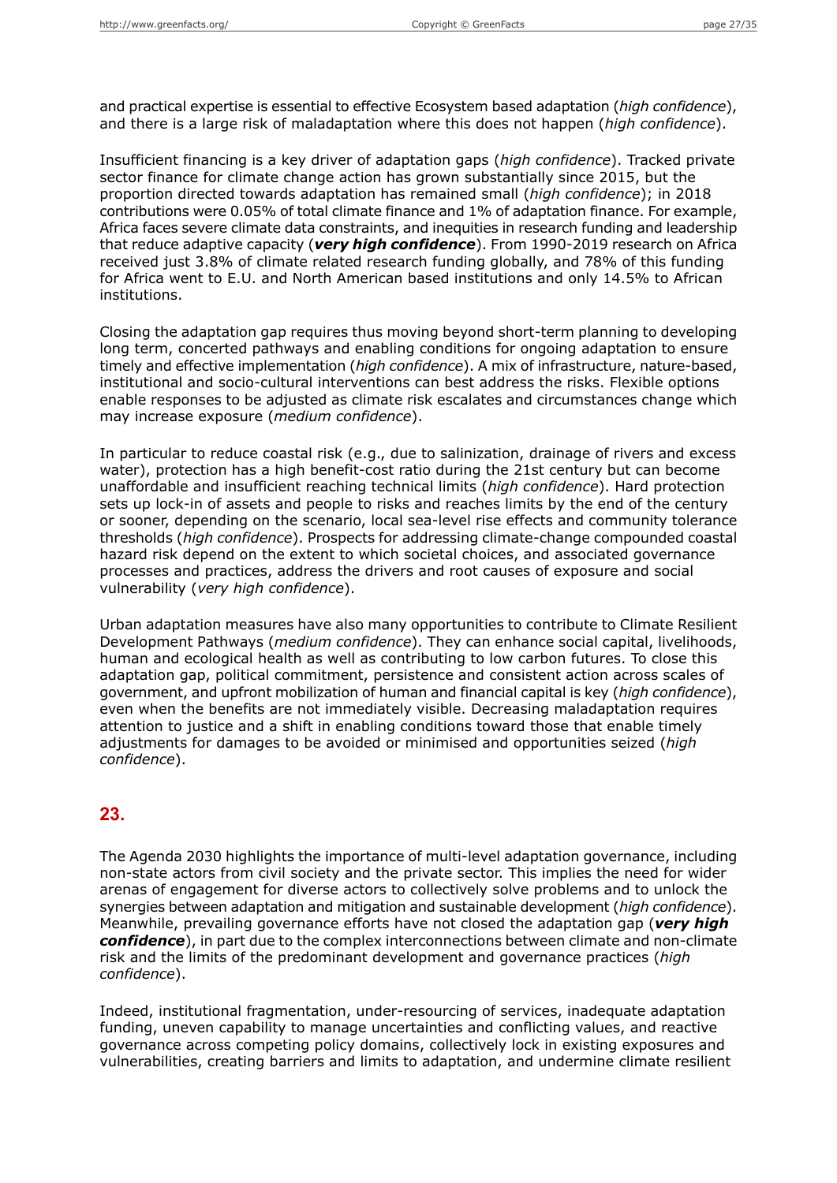and practical expertise is essential to effective Ecosystem based adaptation (*high confidence*), and there is a large risk of maladaptation where this does not happen (*high confidence*).

Insufficient financing is a key driver of adaptation gaps (*high confidence*). Tracked private sector finance for climate change action has grown substantially since 2015, but the proportion directed towards adaptation has remained small (*high confidence*); in 2018 contributions were 0.05% of total climate finance and 1% of adaptation finance. For example, Africa faces severe climate data constraints, and inequities in research funding and leadership that reduce adaptive capacity (***very high confidence***). From 1990-2019 research on Africa received just 3.8% of climate related research funding globally, and 78% of this funding for Africa went to E.U. and North American based institutions and only 14.5% to African institutions.

Closing the adaptation gap requires thus moving beyond short-term planning to developing long term, concerted pathways and enabling conditions for ongoing adaptation to ensure timely and effective implementation (*high confidence*). A mix of infrastructure, nature-based, institutional and socio-cultural interventions can best address the risks. Flexible options enable responses to be adjusted as climate risk escalates and circumstances change which may increase exposure (*medium confidence*).

In particular to reduce coastal risk (e.g., due to salinization, drainage of rivers and excess water), protection has a high benefit-cost ratio during the 21st century but can become unaffordable and insufficient reaching technical limits (*high confidence*). Hard protection sets up lock-in of assets and people to risks and reaches limits by the end of the century or sooner, depending on the scenario, local sea-level rise effects and community tolerance thresholds (*high confidence*). Prospects for addressing climate-change compounded coastal hazard risk depend on the extent to which societal choices, and associated governance processes and practices, address the drivers and root causes of exposure and social vulnerability (*very high confidence*).

Urban adaptation measures have also many opportunities to contribute to Climate Resilient Development Pathways (*medium confidence*). They can enhance social capital, livelihoods, human and ecological health as well as contributing to low carbon futures. To close this adaptation gap, political commitment, persistence and consistent action across scales of government, and upfront mobilization of human and financial capital is key (*high confidence*), even when the benefits are not immediately visible. Decreasing maladaptation requires attention to justice and a shift in enabling conditions toward those that enable timely adjustments for damages to be avoided or minimised and opportunities seized (*high confidence*).

## 23.

The Agenda 2030 highlights the importance of multi-level adaptation governance, including non-state actors from civil society and the private sector. This implies the need for wider arenas of engagement for diverse actors to collectively solve problems and to unlock the synergies between adaptation and mitigation and sustainable development (*high confidence*). Meanwhile, prevailing governance efforts have not closed the adaptation gap (***very high confidence***), in part due to the complex interconnections between climate and non-climate risk and the limits of the predominant development and governance practices (*high confidence*).

Indeed, institutional fragmentation, under-resourcing of services, inadequate adaptation funding, uneven capability to manage uncertainties and conflicting values, and reactive governance across competing policy domains, collectively lock in existing exposures and vulnerabilities, creating barriers and limits to adaptation, and undermine climate resilient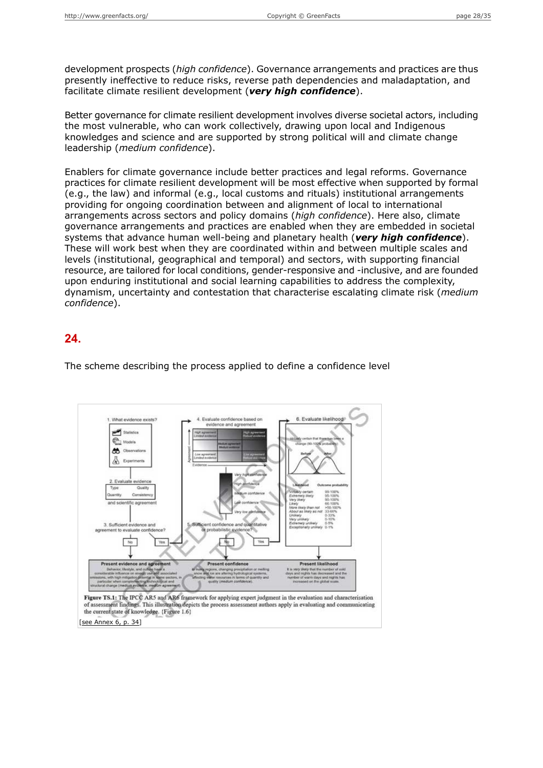development prospects (*high confidence*). Governance arrangements and practices are thus presently ineffective to reduce risks, reverse path dependencies and maladaptation, and facilitate climate resilient development (***very high confidence***).

Better governance for climate resilient development involves diverse societal actors, including the most vulnerable, who can work collectively, drawing upon local and Indigenous knowledges and science and are supported by strong political will and climate change leadership (*medium confidence*).

Enablers for climate governance include better practices and legal reforms. Governance practices for climate resilient development will be most effective when supported by formal (e.g., the law) and informal (e.g., local customs and rituals) institutional arrangements providing for ongoing coordination between and alignment of local to international arrangements across sectors and policy domains (*high confidence*). Here also, climate governance arrangements and practices are enabled when they are embedded in societal systems that advance human well-being and planetary health (***very high confidence***). These will work best when they are coordinated within and between multiple scales and levels (institutional, geographical and temporal) and sectors, with supporting financial resource, are tailored for local conditions, gender-responsive and -inclusive, and are founded upon enduring institutional and social learning capabilities to address the complexity, dynamism, uncertainty and contestation that characterise escalating climate risk (*medium confidence*).

## 24.

The scheme describing the process applied to define a confidence level

**Figure TS.1:** The IPCC AR5 and AR6 framework for applying expert judgment in the evaluation and characterisation of assessment findings. This illustration depicts the process assessment authors apply in evaluating and communicating the current state of knowledge. {Figure 1.6}

[see Annex 6, p. 34]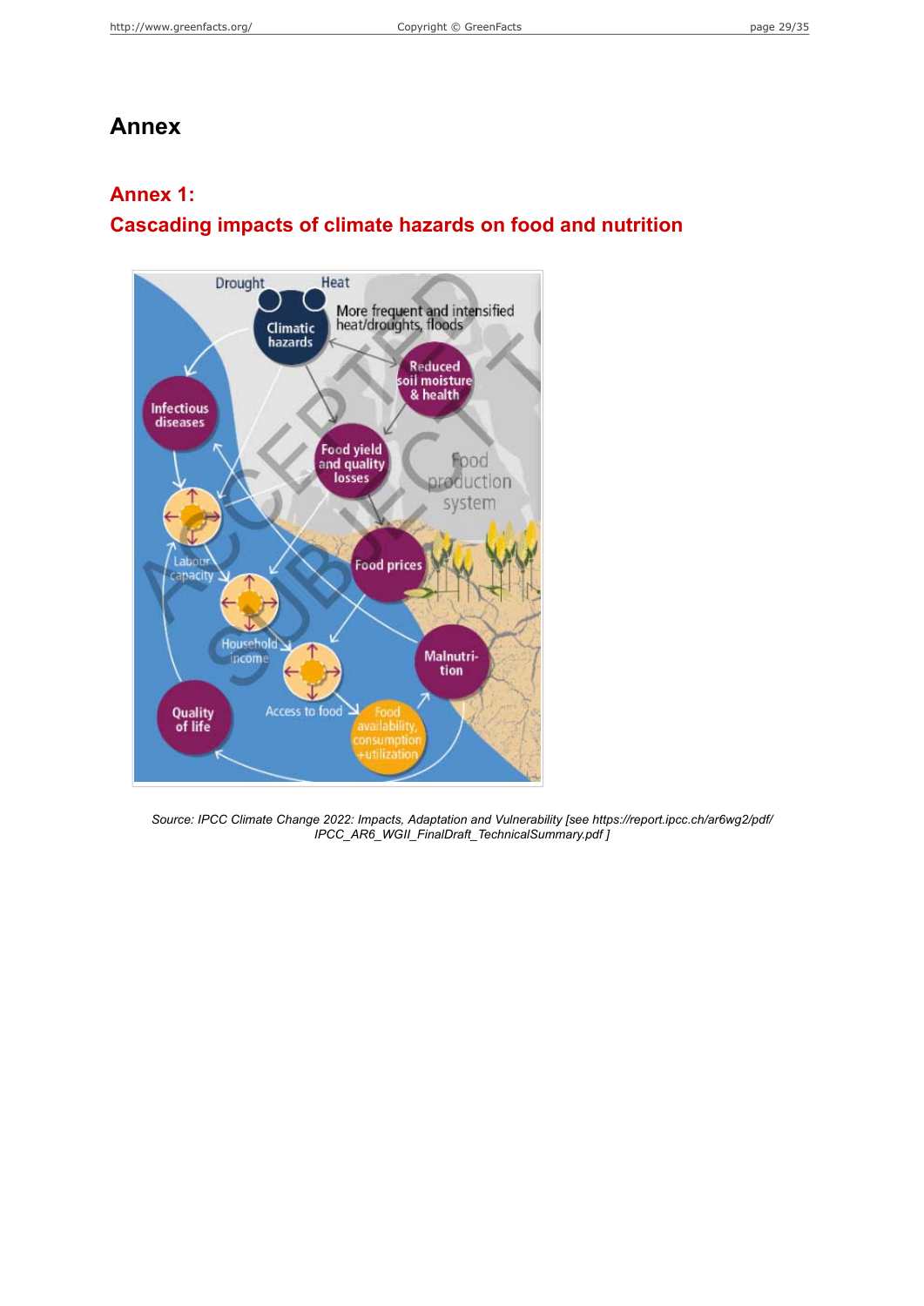# Annex

## Annex 1:
## Cascading impacts of climate hazards on food and nutrition

*Source: IPCC Climate Change 2022: Impacts, Adaptation and Vulnerability [see https://report.ipcc.ch/ar6wg2/pdf/IPCC_AR6_WGII_FinalDraft_TechnicalSummary.pdf ]*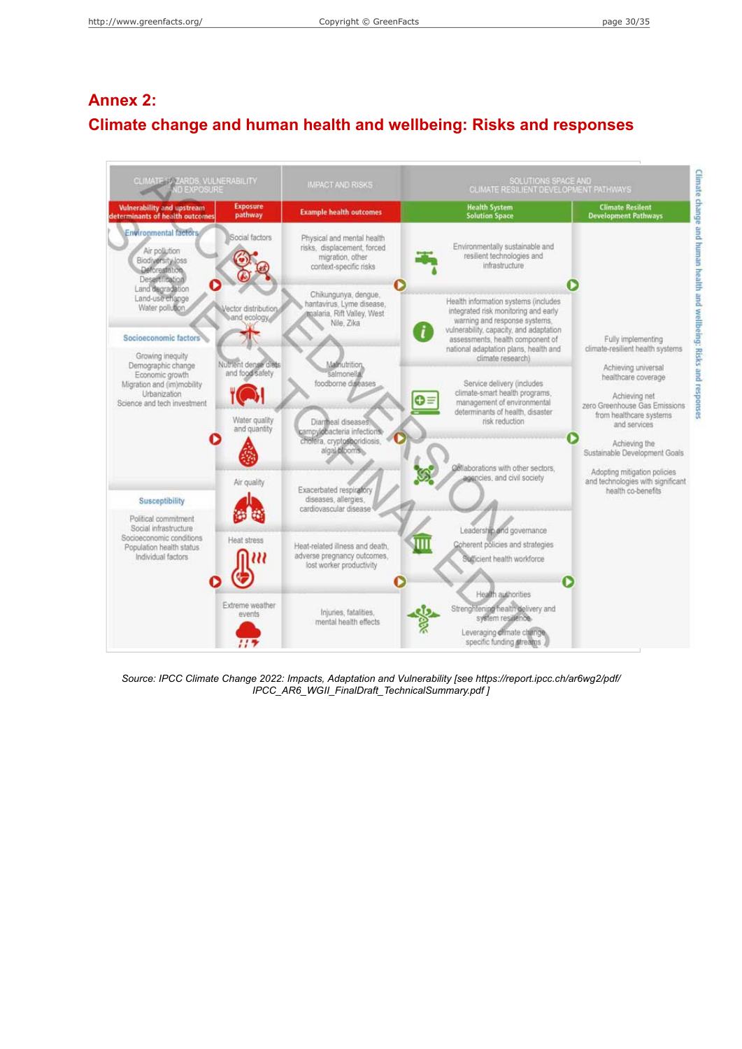# Annex 2:

## Climate change and human health and wellbeing: Risks and responses

| CLIMATE HAZARDS, VULNERABILITY AND EXPOSURE | | IMPACT AND RISKS | SOLUTIONS SPACE AND CLIMATE RESILIENT DEVELOPMENT PATHWAYS | |
|---|---|---|---|---|
| Vulnerability and upstream determinants of health outcomes | Exposure pathway | Example health outcomes | Health System Solution Space | Climate Resilient Development Pathways |
| **Environmental factors**: Air pollution, Biodiversity loss, Deforestation, Desertification, Land degradation, Land-use change, Water pollution | Social factors | Physical and mental health risks, displacement, forced migration, other context-specific risks | Environmentally sustainable and resilient technologies and infrastructure | Fully implementing climate-resilient health systems |
| | Vector distribution and ecology | Chikungunya, dengue, hantavirus, Lyme disease, malaria, Rift Valley, West Nile, Zika | Health information systems (includes integrated risk monitoring and early warning and response systems, vulnerability, capacity, and adaptation assessments, health component of national adaptation plans, health and climate research) | Achieving universal healthcare coverage |
| **Socioeconomic factors**: Growing inequity, Demographic change, Economic growth, Migration and (im)mobility, Urbanization, Science and tech investment | Nutrient dense diets and food safety | Malnutrition, salmonella, foodborne diseases | Service delivery (includes climate-smart health programs, management of environmental determinants of health, disaster risk reduction | Achieving net zero Greenhouse Gas Emissions from healthcare systems and services |
| | Water quality and quantity | Diarrheal diseases, campylobacteria infections, cholera, cryptosporidiosis, algal blooms | Collaborations with other sectors, agencies, and civil society | Achieving the Sustainable Development Goals |
| **Susceptibility**: Political commitment, Social infrastructure, Socioeconomic conditions, Population health status, Individual factors | Air quality | Exacerbated respiratory diseases, allergies, cardiovascular disease | Leadership and governance; Coherent policies and strategies; Sufficient health workforce | Adopting mitigation policies and technologies with significant health co-benefits |
| | Heat stress | Heat-related illness and death, adverse pregnancy outcomes, lost worker productivity | Health authorities; Strengthening health delivery and system resilience; Leveraging climate change specific funding streams | |
| | Extreme weather events | Injuries, fatalities, mental health effects | | |

*Source: IPCC Climate Change 2022: Impacts, Adaptation and Vulnerability [see https://report.ipcc.ch/ar6wg2/pdf/IPCC_AR6_WGII_FinalDraft_TechnicalSummary.pdf ]*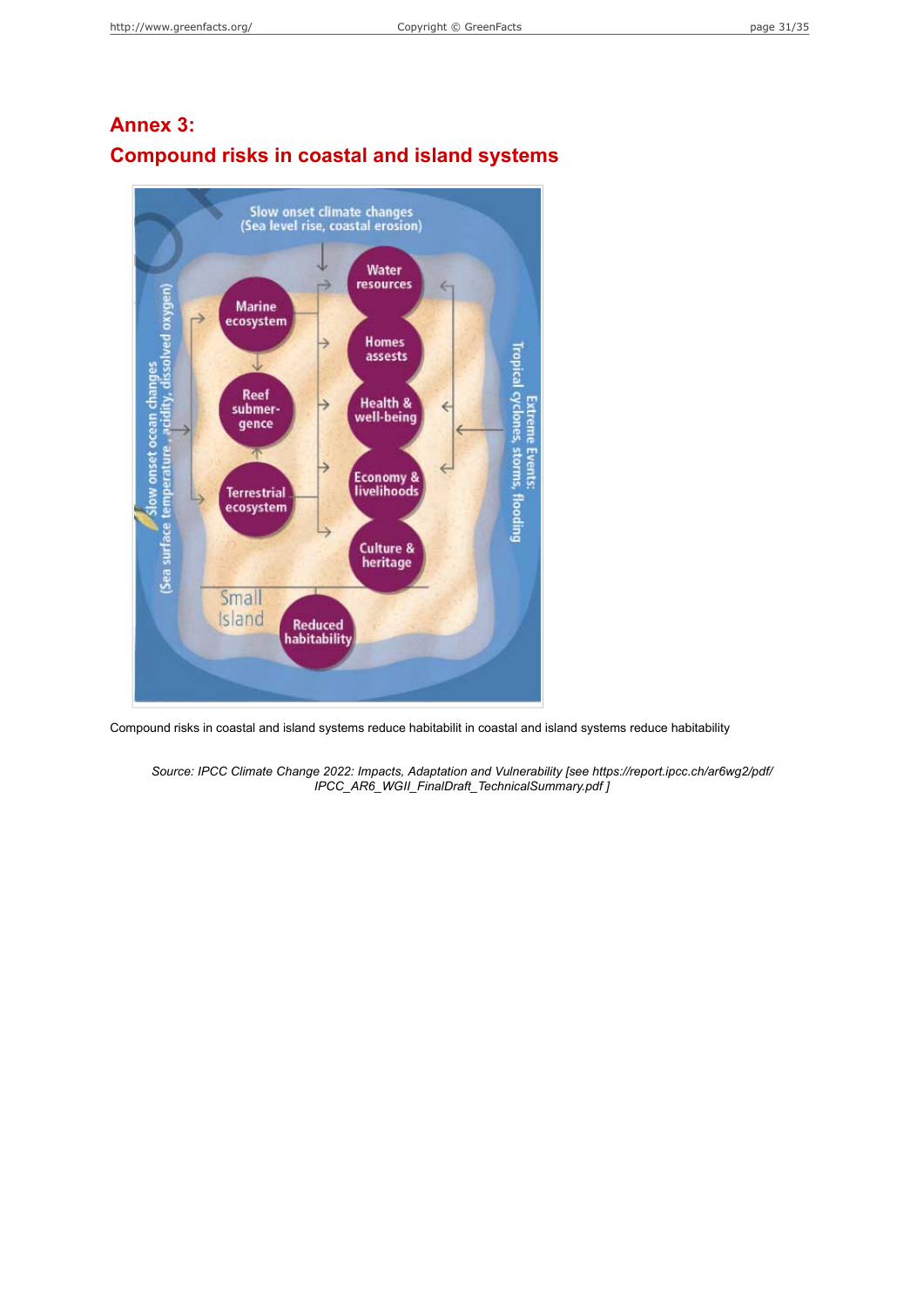# Annex 3:

## Compound risks in coastal and island systems

Slow onset climate changes
(Sea level rise, coastal erosion)

Slow onset ocean changes
(Sea surface temperature, acidity, dissolved oxygen)

Extreme Events:
Tropical cyclones, storms, flooding

Marine ecosystem

Reef submergence

Terrestrial ecosystem

Water resources

Homes assests

Health & well-being

Economy & livelihoods

Culture & heritage

Small Island

Reduced habitability

Compound risks in coastal and island systems reduce habitabilit in coastal and island systems reduce habitability

*Source: IPCC Climate Change 2022: Impacts, Adaptation and Vulnerability [see https://report.ipcc.ch/ar6wg2/pdf/IPCC_AR6_WGII_FinalDraft_TechnicalSummary.pdf ]*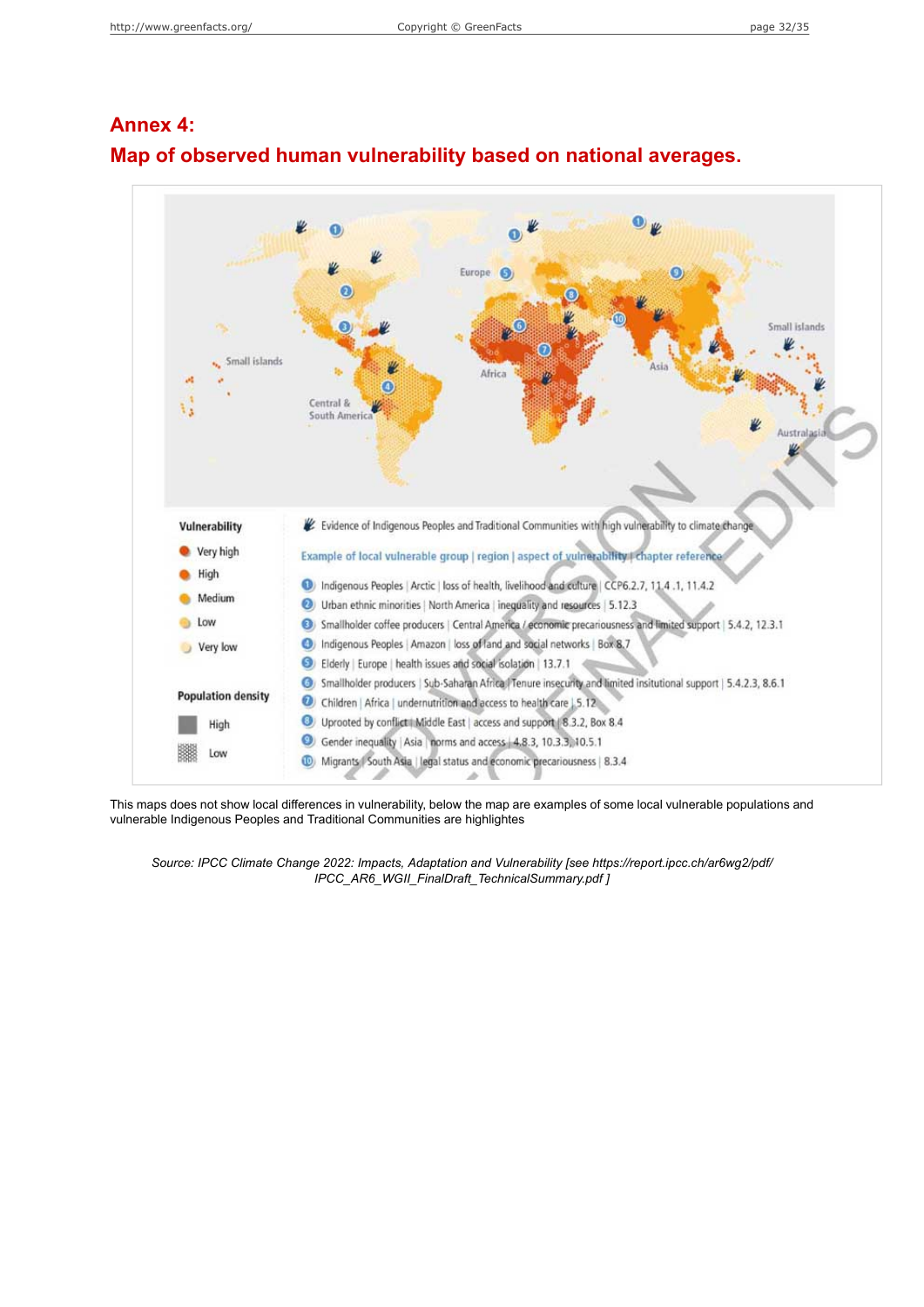## Annex 4:
## Map of observed human vulnerability based on national averages.

**Vulnerability**

- Very high
- High
- Medium
- Low
- Very low

**Population density**

- High
- Low

Evidence of Indigenous Peoples and Traditional Communities with high vulnerability to climate change

**Example of local vulnerable group | region | aspect of vulnerability | chapter reference**

1. Indigenous Peoples | Arctic | loss of health, livelihood and culture | CCP6.2.7, 11.4.1, 11.4.2
2. Urban ethnic minorities | North America | inequality and resources | 5.12.3
3. Smallholder coffee producers | Central America / economic precariousness and limited support | 5.4.2, 12.3.1
4. Indigenous Peoples | Amazon | loss of land and social networks | Box 8.7
5. Elderly | Europe | health issues and social isolation | 13.7.1
6. Smallholder producers | Sub-Saharan Africa | Tenure insecurity and limited insitutional support | 5.4.2.3, 8.6.1
7. Children | Africa | undernutrition and access to health care | 5.12
8. Uprooted by conflict | Middle East | access and support | 8.3.2, Box 8.4
9. Gender inequality | Asia | norms and access | 4.8.3, 10.3.3, 10.5.1
10. Migrants | South Asia | legal status and economic precariousness | 8.3.4

This maps does not show local differences in vulnerability, below the map are examples of some local vulnerable populations and vulnerable Indigenous Peoples and Traditional Communities are highlightes

*Source: IPCC Climate Change 2022: Impacts, Adaptation and Vulnerability [see https://report.ipcc.ch/ar6wg2/pdf/IPCC_AR6_WGII_FinalDraft_TechnicalSummary.pdf ]*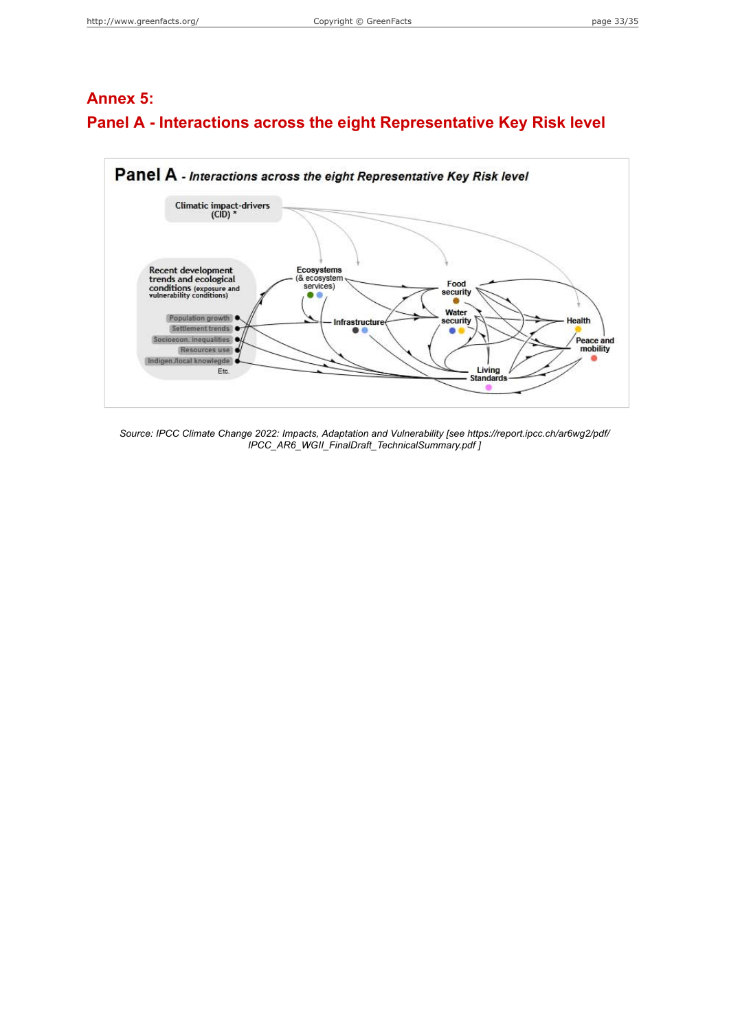## Annex 5:
## Panel A - Interactions across the eight Representative Key Risk level

Panel A - *Interactions across the eight Representative Key Risk level*

Climatic impact-drivers (CID) *

Recent development trends and ecological conditions (exposure and vulnerability conditions)

Population growth

Settlement trends

Socioecon. inequalities

Resources use

Indigen./local knowlegde

Etc.

Ecosystems (& ecosystem services)

Infrastructure

Food security

Water security

Living Standards

Health

Peace and mobility

*Source: IPCC Climate Change 2022: Impacts, Adaptation and Vulnerability [see https://report.ipcc.ch/ar6wg2/pdf/IPCC_AR6_WGII_FinalDraft_TechnicalSummary.pdf ]*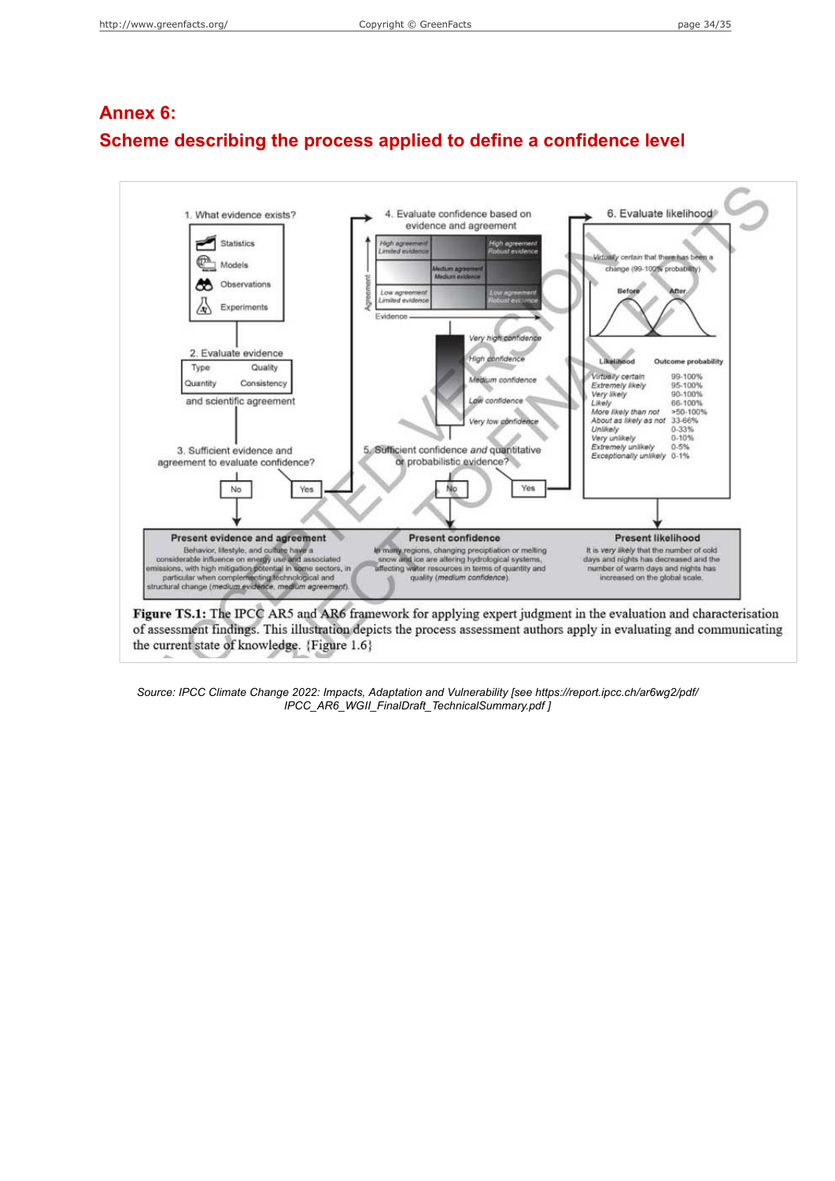# Annex 6:

# Scheme describing the process applied to define a confidence level

**Figure TS.1:** The IPCC AR5 and AR6 framework for applying expert judgment in the evaluation and characterisation of assessment findings. This illustration depicts the process assessment authors apply in evaluating and communicating the current state of knowledge. {Figure 1.6}

*Source: IPCC Climate Change 2022: Impacts, Adaptation and Vulnerability [see https://report.ipcc.ch/ar6wg2/pdf/IPCC_AR6_WGII_FinalDraft_TechnicalSummary.pdf ]*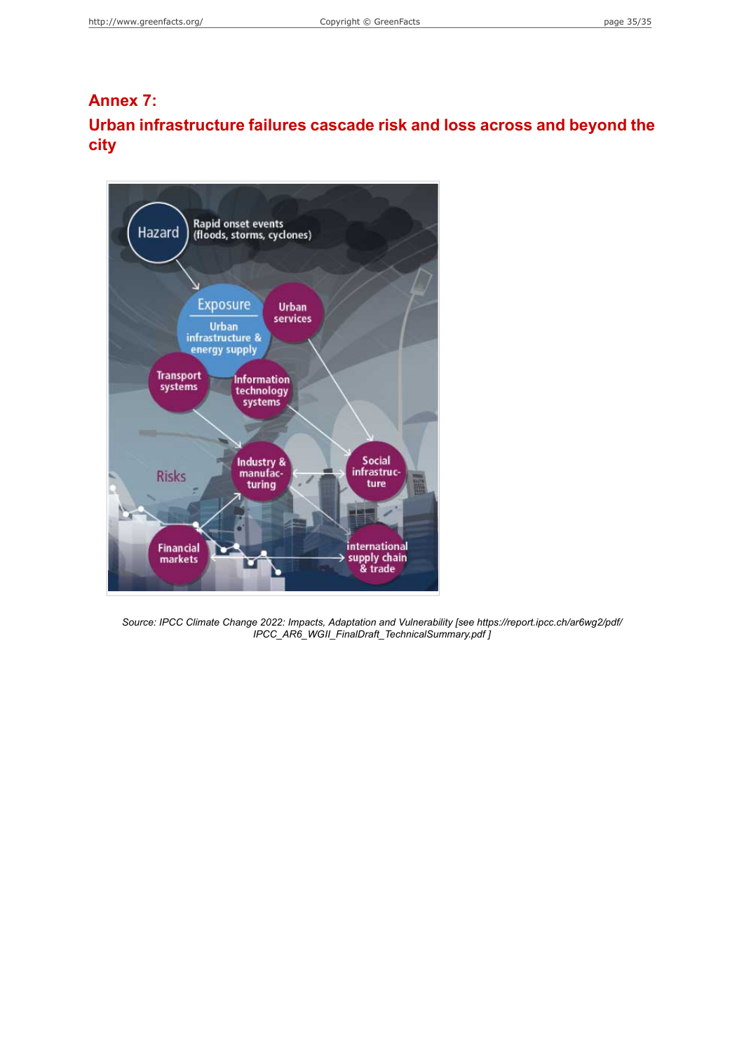## Annex 7:
## Urban infrastructure failures cascade risk and loss across and beyond the city

Hazard
Rapid onset events (floods, storms, cyclones)
Exposure
Urban infrastructure & energy supply
Urban services
Transport systems
Information technology systems
Risks
Industry & manufacturing
Social infrastructure
Financial markets
international supply chain & trade

*Source: IPCC Climate Change 2022: Impacts, Adaptation and Vulnerability [see https://report.ipcc.ch/ar6wg2/pdf/IPCC_AR6_WGII_FinalDraft_TechnicalSummary.pdf ]*